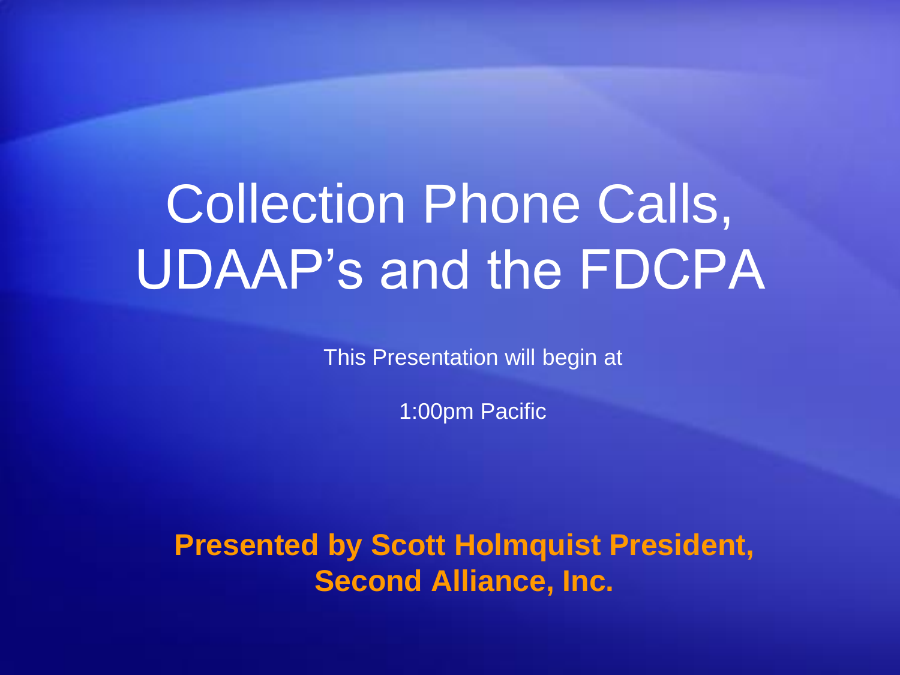# Collection Phone Calls, UDAAP's and the FDCPA

This Presentation will begin at

1:00pm Pacific

**Presented by Scott Holmquist President, Second Alliance, Inc.**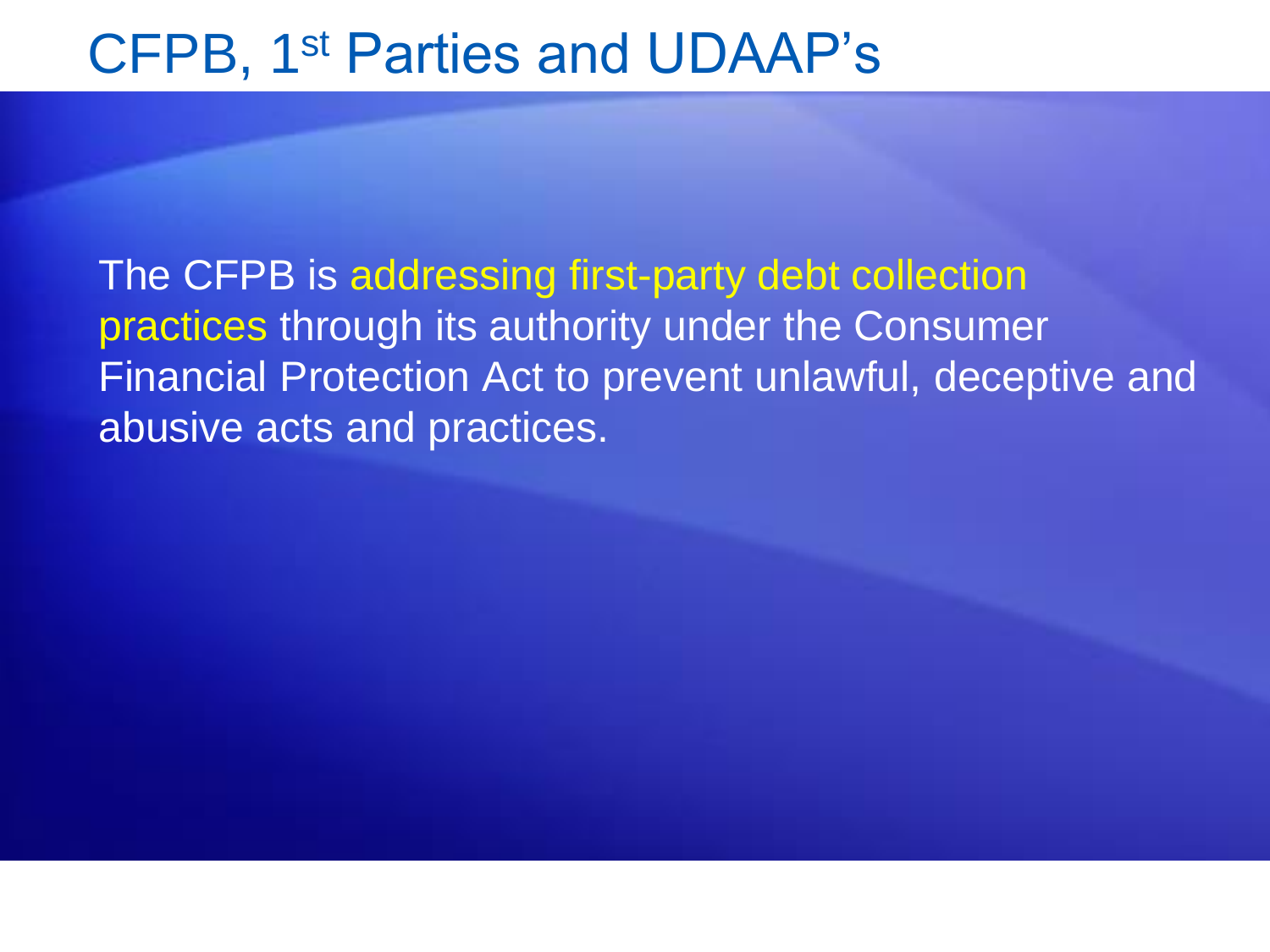# CFPB, 1st Parties and UDAAP's

The CFPB is addressing first-party debt collection practices through its authority under the Consumer Financial Protection Act to prevent unlawful, deceptive and abusive acts and practices.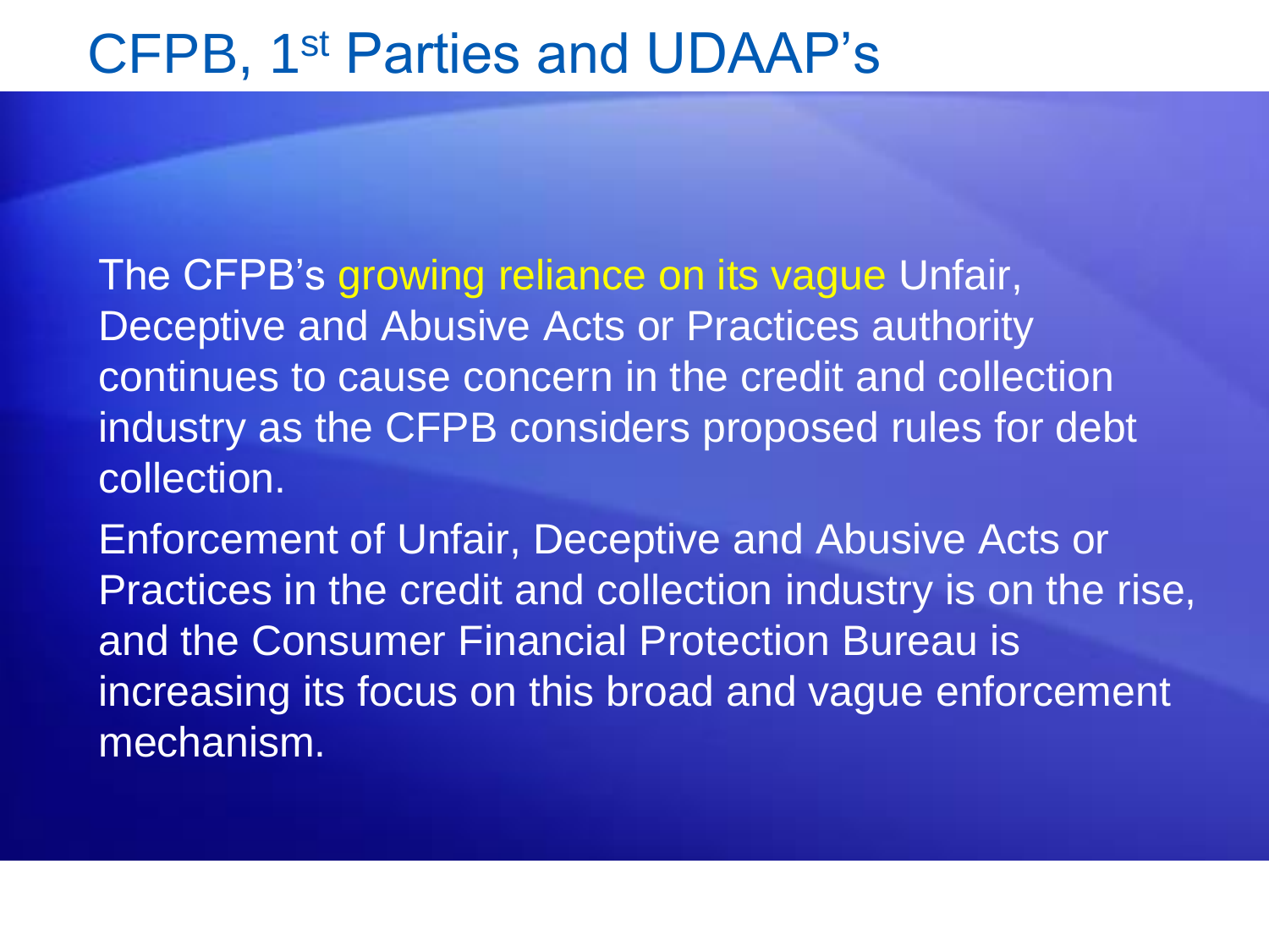# CFPB, 1st Parties and UDAAP's

The CFPB's growing reliance on its vague Unfair, Deceptive and Abusive Acts or Practices authority continues to cause concern in the credit and collection industry as the CFPB considers proposed rules for debt collection.

Enforcement of Unfair, Deceptive and Abusive Acts or Practices in the credit and collection industry is on the rise, and the Consumer Financial Protection Bureau is increasing its focus on this broad and vague enforcement mechanism.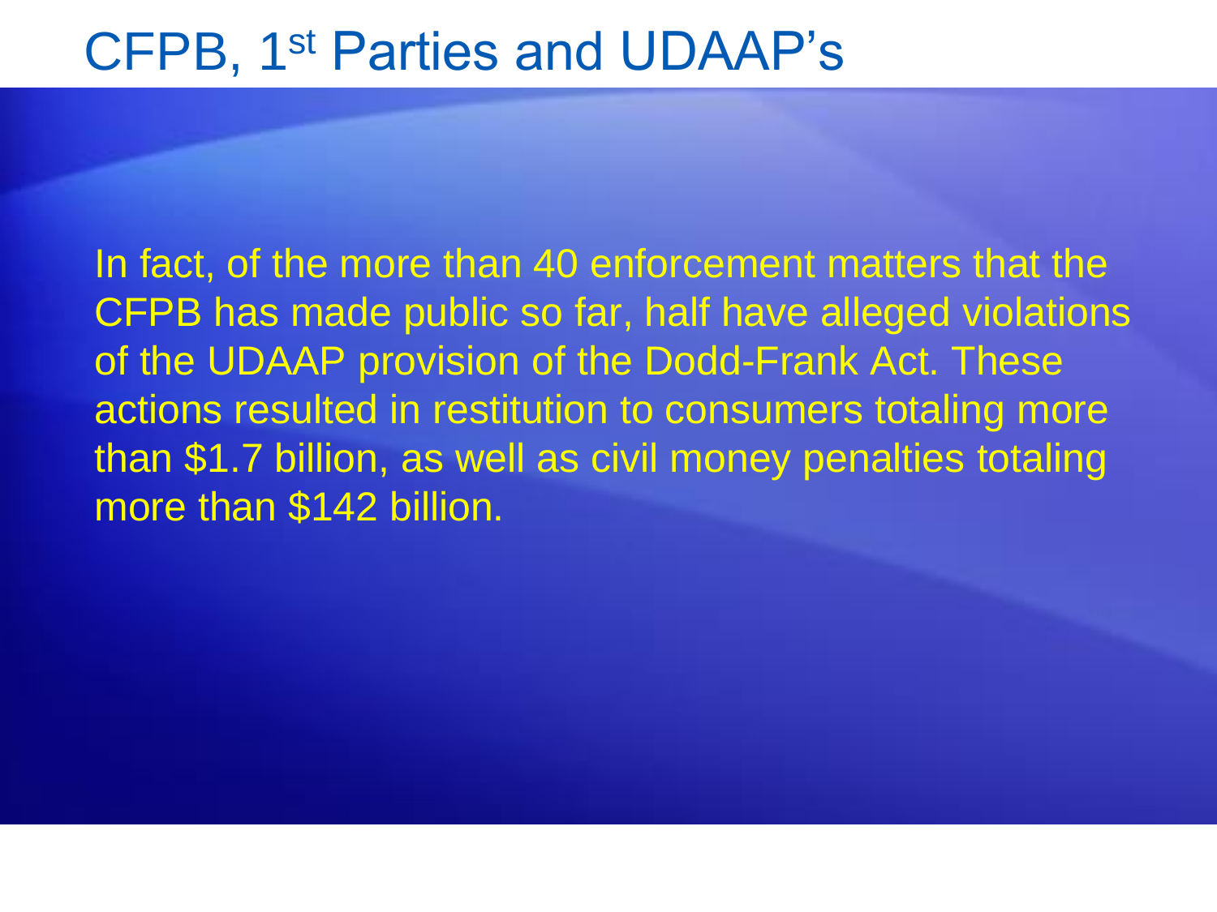# CFPB, 1st Parties and UDAAP's

In fact, of the more than 40 enforcement matters that the CFPB has made public so far, half have alleged violations of the UDAAP provision of the Dodd-Frank Act. These actions resulted in restitution to consumers totaling more than $1.7 billion, as well as civil money penalties totaling more than $142 billion.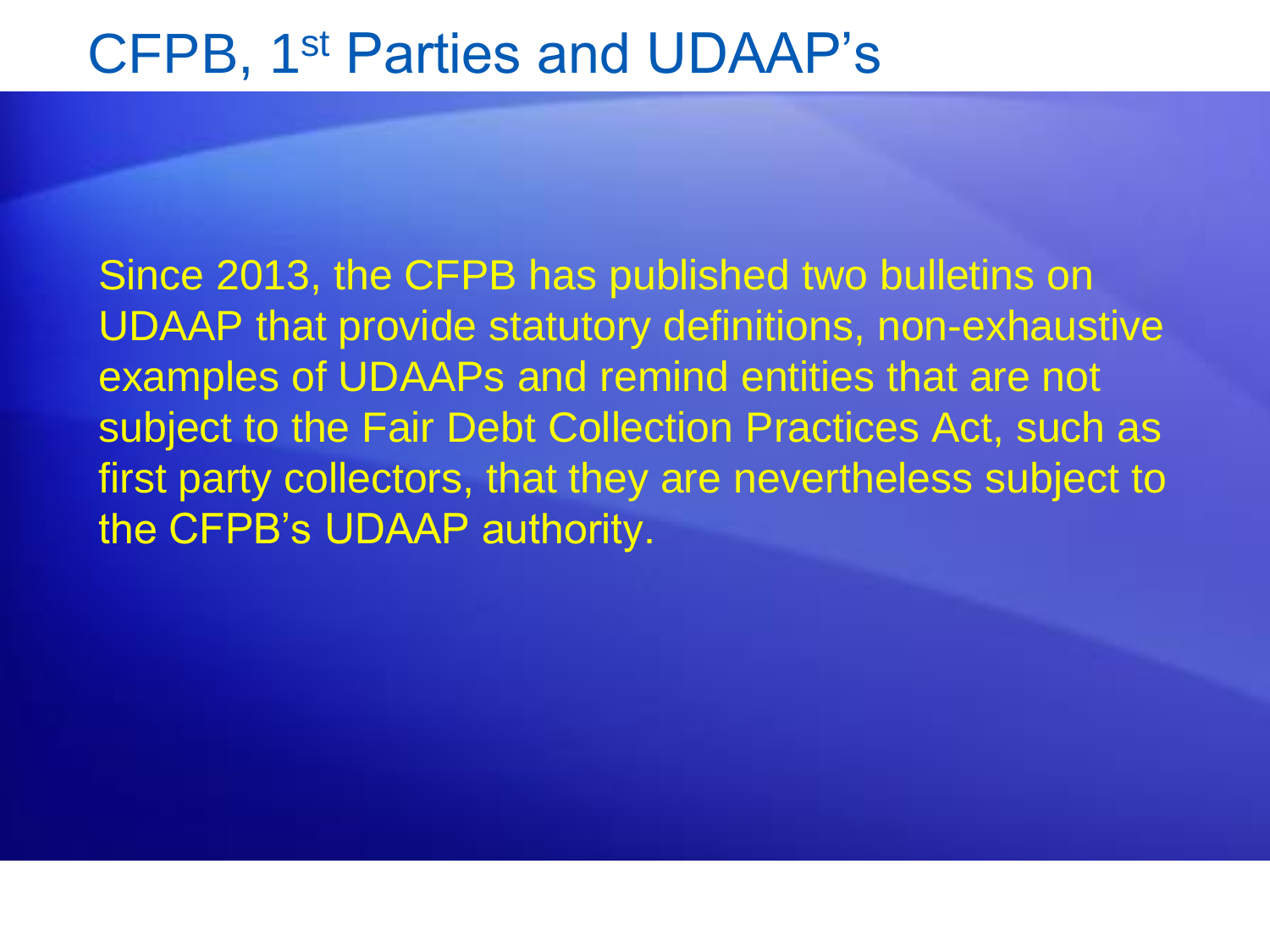# CFPB, 1st Parties and UDAAP's

Since 2013, the CFPB has published two bulletins on UDAAP that provide statutory definitions, non-exhaustive examples of UDAAPs and remind entities that are not subject to the Fair Debt Collection Practices Act, such as first party collectors, that they are nevertheless subject to the CFPB's UDAAP authority.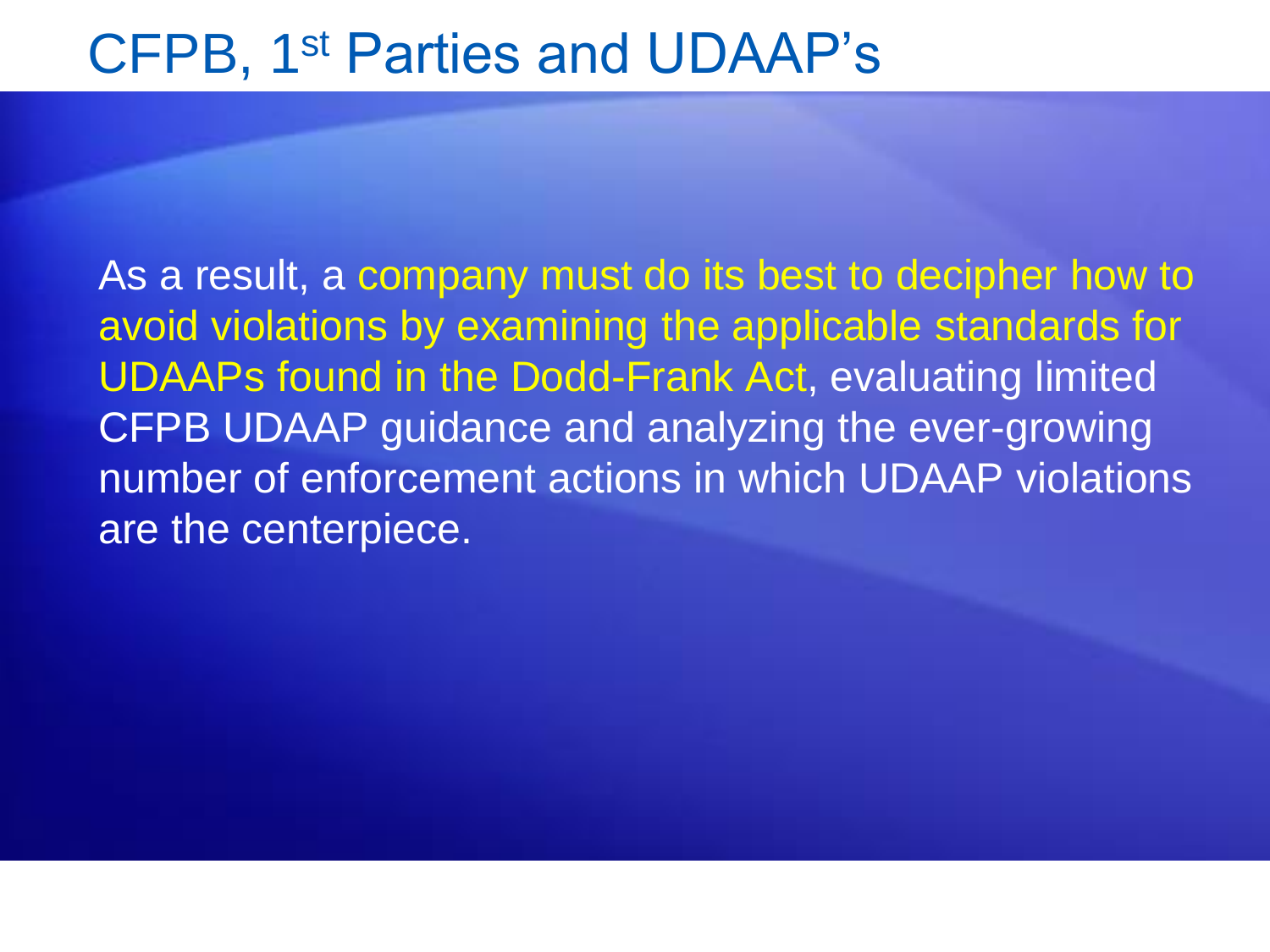# CFPB, 1st Parties and UDAAP's

As a result, a company must do its best to decipher how to avoid violations by examining the applicable standards for UDAAPs found in the Dodd-Frank Act, evaluating limited CFPB UDAAP guidance and analyzing the ever-growing number of enforcement actions in which UDAAP violations are the centerpiece.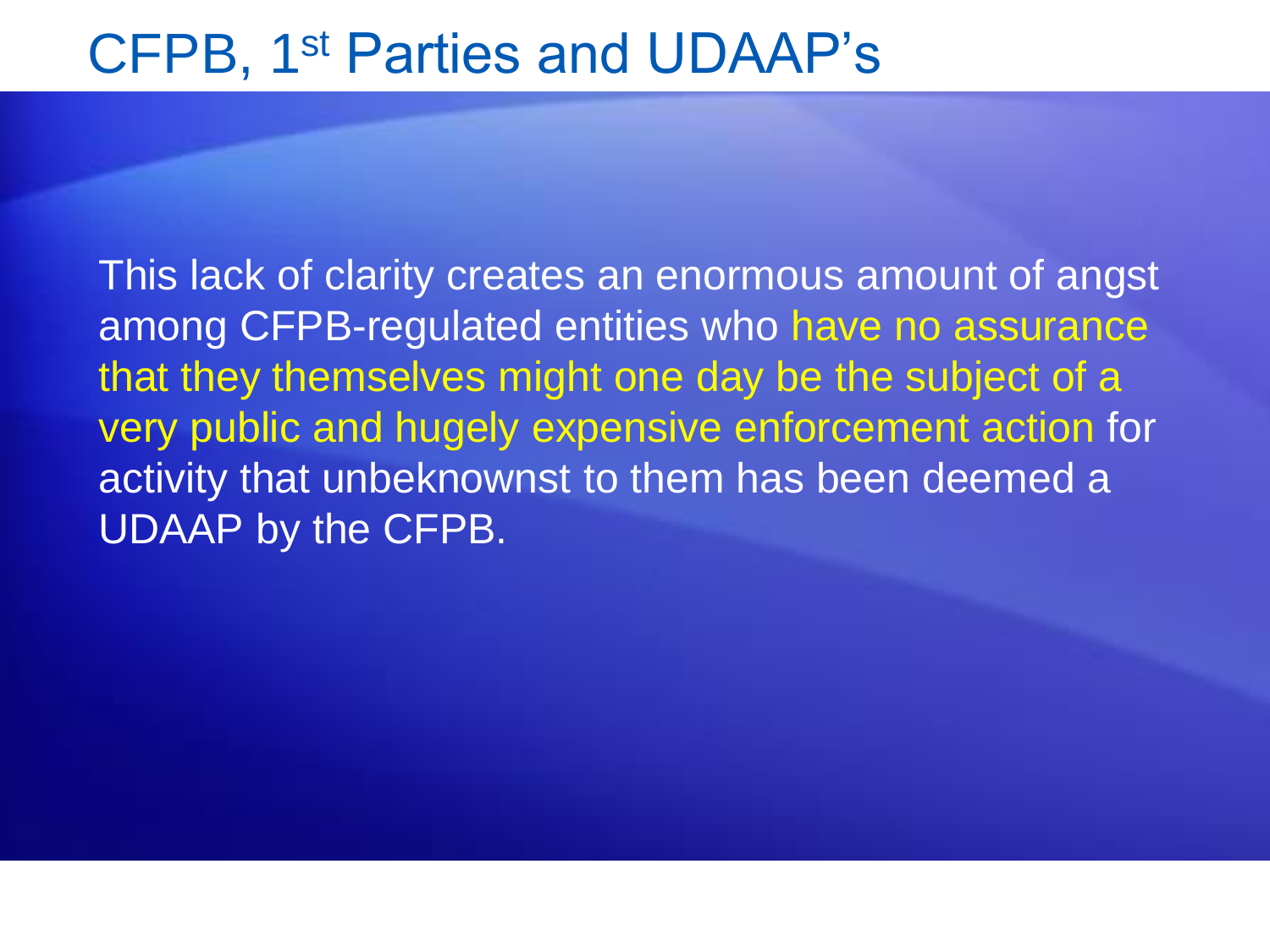# CFPB, 1st Parties and UDAAP's

This lack of clarity creates an enormous amount of angst among CFPB-regulated entities who have no assurance that they themselves might one day be the subject of a very public and hugely expensive enforcement action for activity that unbeknownst to them has been deemed a UDAAP by the CFPB.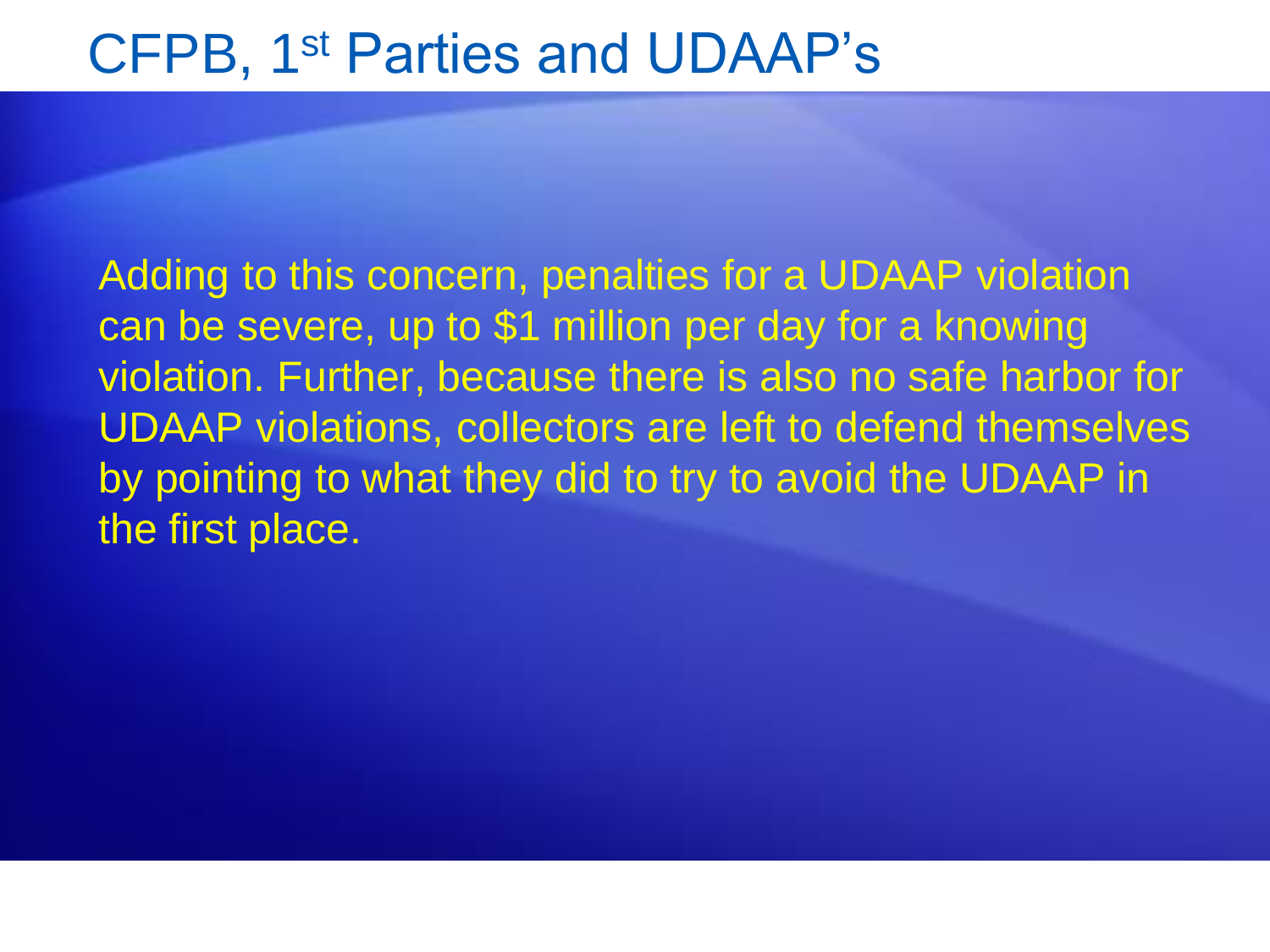# CFPB, 1st Parties and UDAAP's

Adding to this concern, penalties for a UDAAP violation can be severe, up to $1 million per day for a knowing violation. Further, because there is also no safe harbor for UDAAP violations, collectors are left to defend themselves by pointing to what they did to try to avoid the UDAAP in the first place.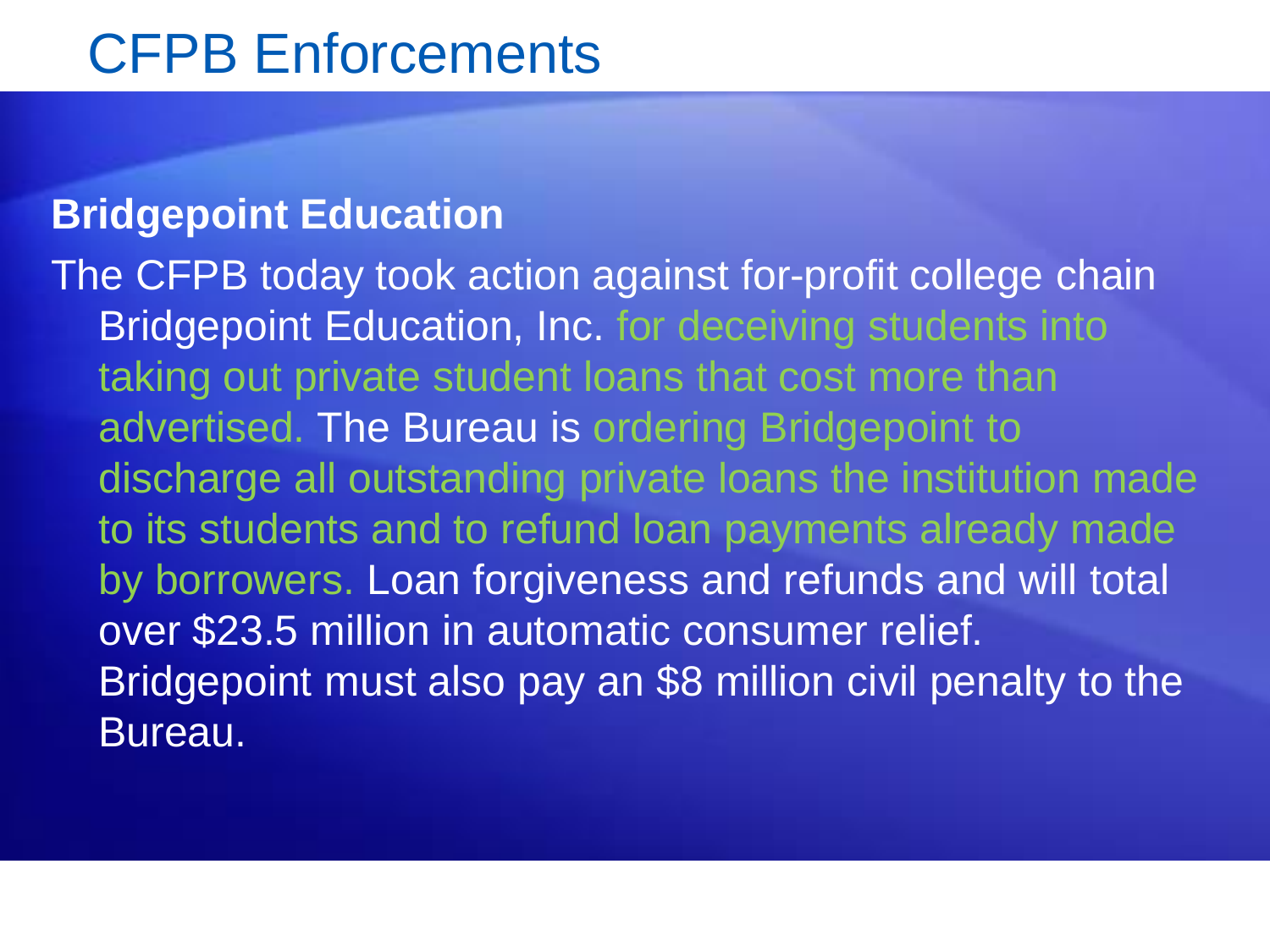# CFPB Enforcements

**Bridgepoint Education**

The CFPB today took action against for-profit college chain Bridgepoint Education, Inc. for deceiving students into taking out private student loans that cost more than advertised. The Bureau is ordering Bridgepoint to discharge all outstanding private loans the institution made to its students and to refund loan payments already made by borrowers. Loan forgiveness and refunds and will total over $23.5 million in automatic consumer relief. Bridgepoint must also pay an $8 million civil penalty to the Bureau.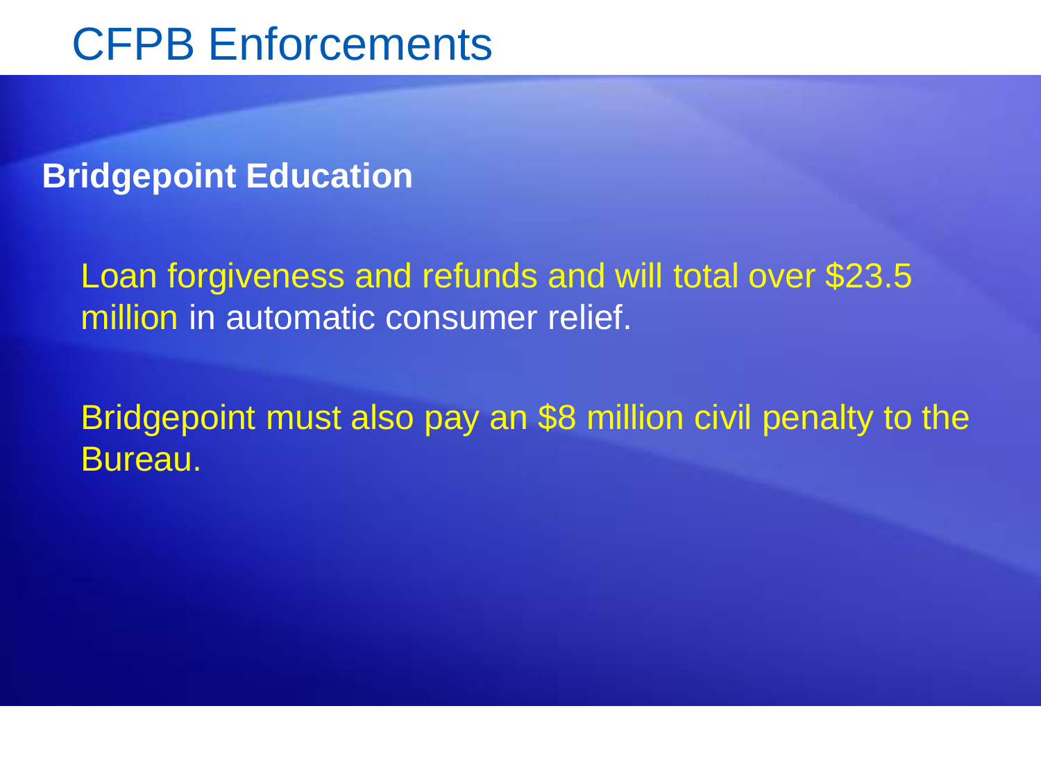# CFPB Enforcements

**Bridgepoint Education**

Loan forgiveness and refunds and will total over $23.5 million in automatic consumer relief.

Bridgepoint must also pay an $8 million civil penalty to the Bureau.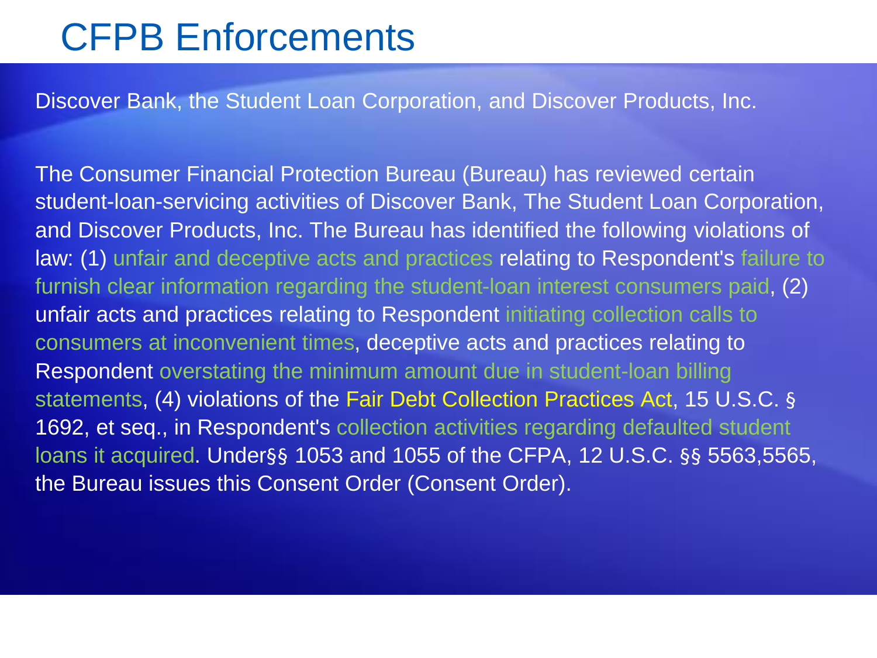# CFPB Enforcements

Discover Bank, the Student Loan Corporation, and Discover Products, Inc.

The Consumer Financial Protection Bureau (Bureau) has reviewed certain student-loan-servicing activities of Discover Bank, The Student Loan Corporation, and Discover Products, Inc. The Bureau has identified the following violations of law: (1) unfair and deceptive acts and practices relating to Respondent's failure to furnish clear information regarding the student-loan interest consumers paid, (2) unfair acts and practices relating to Respondent initiating collection calls to consumers at inconvenient times, deceptive acts and practices relating to Respondent overstating the minimum amount due in student-loan billing statements, (4) violations of the Fair Debt Collection Practices Act, 15 U.S.C. § 1692, et seq., in Respondent's collection activities regarding defaulted student loans it acquired. Under§§ 1053 and 1055 of the CFPA, 12 U.S.C. §§ 5563,5565, the Bureau issues this Consent Order (Consent Order).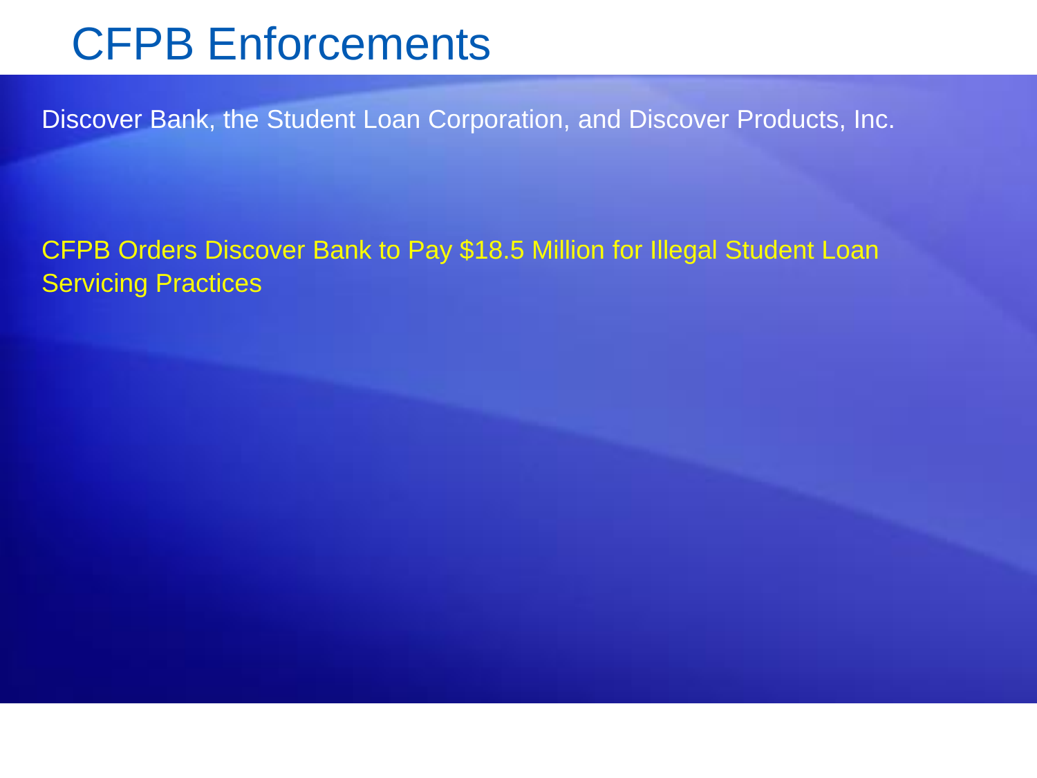# CFPB Enforcements

Discover Bank, the Student Loan Corporation, and Discover Products, Inc.

CFPB Orders Discover Bank to Pay $18.5 Million for Illegal Student Loan Servicing Practices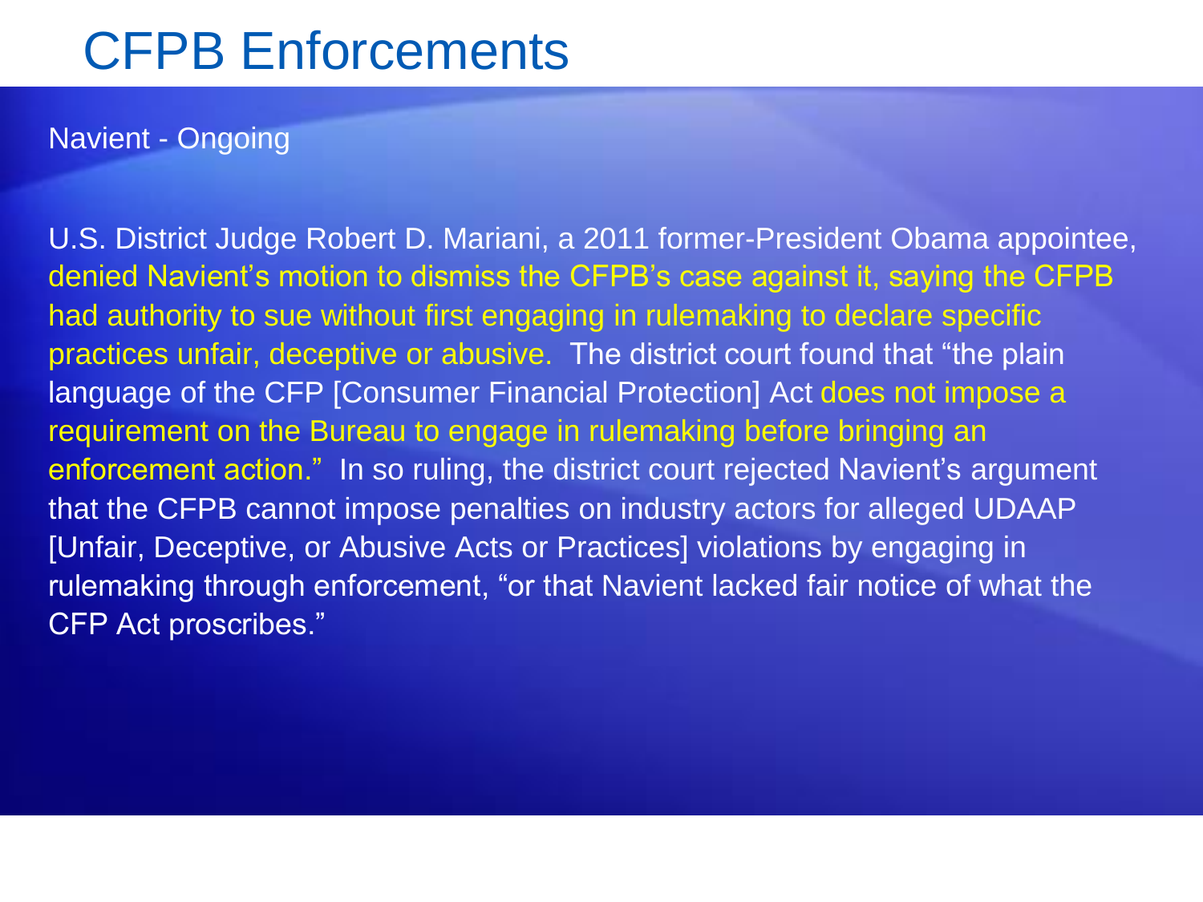# CFPB Enforcements

Navient - Ongoing

U.S. District Judge Robert D. Mariani, a 2011 former-President Obama appointee, denied Navient's motion to dismiss the CFPB's case against it, saying the CFPB had authority to sue without first engaging in rulemaking to declare specific practices unfair, deceptive or abusive. The district court found that "the plain language of the CFP [Consumer Financial Protection] Act does not impose a requirement on the Bureau to engage in rulemaking before bringing an enforcement action." In so ruling, the district court rejected Navient's argument that the CFPB cannot impose penalties on industry actors for alleged UDAAP [Unfair, Deceptive, or Abusive Acts or Practices] violations by engaging in rulemaking through enforcement, "or that Navient lacked fair notice of what the CFP Act proscribes."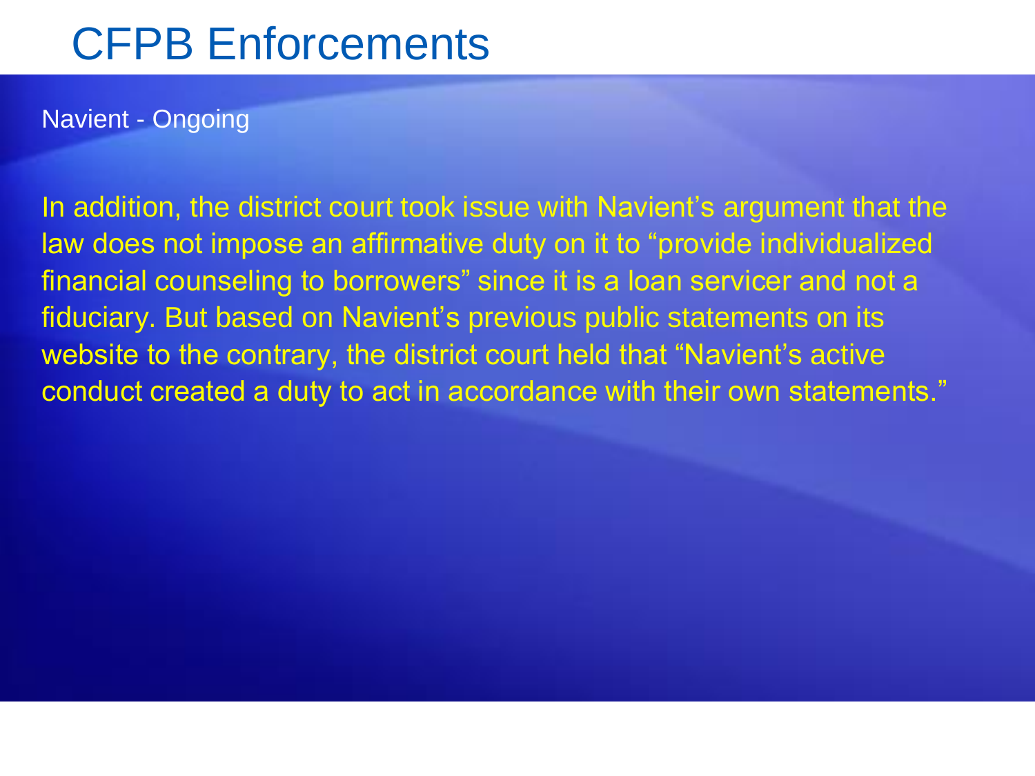# CFPB Enforcements

Navient - Ongoing

In addition, the district court took issue with Navient's argument that the law does not impose an affirmative duty on it to "provide individualized financial counseling to borrowers" since it is a loan servicer and not a fiduciary. But based on Navient's previous public statements on its website to the contrary, the district court held that "Navient's active conduct created a duty to act in accordance with their own statements."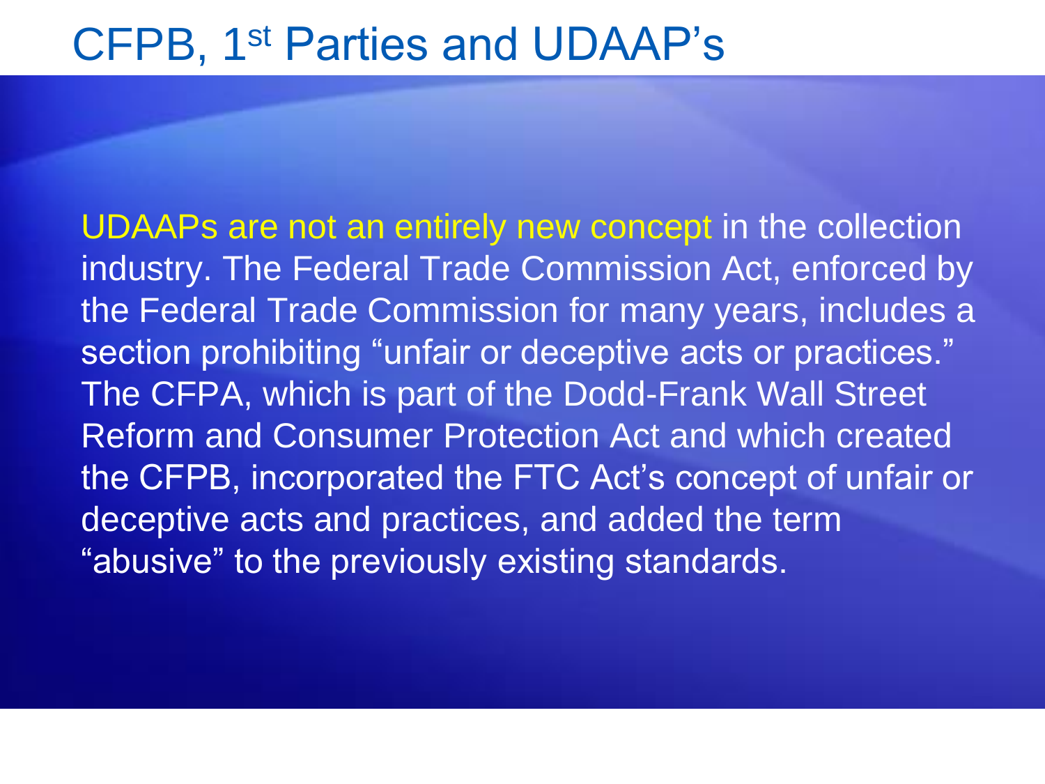# CFPB, 1st Parties and UDAAP's

UDAAPs are not an entirely new concept in the collection industry. The Federal Trade Commission Act, enforced by the Federal Trade Commission for many years, includes a section prohibiting "unfair or deceptive acts or practices." The CFPA, which is part of the Dodd-Frank Wall Street Reform and Consumer Protection Act and which created the CFPB, incorporated the FTC Act's concept of unfair or deceptive acts and practices, and added the term "abusive" to the previously existing standards.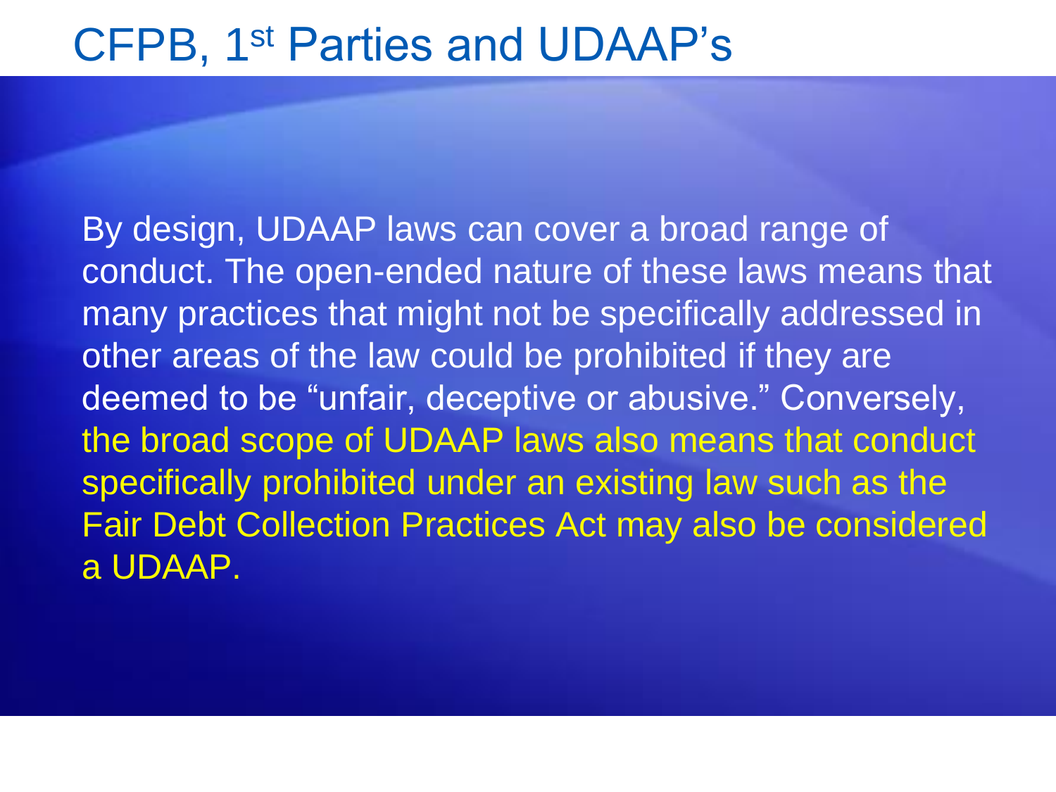# CFPB, 1st Parties and UDAAP's

By design, UDAAP laws can cover a broad range of conduct. The open-ended nature of these laws means that many practices that might not be specifically addressed in other areas of the law could be prohibited if they are deemed to be "unfair, deceptive or abusive." Conversely, the broad scope of UDAAP laws also means that conduct specifically prohibited under an existing law such as the Fair Debt Collection Practices Act may also be considered a UDAAP.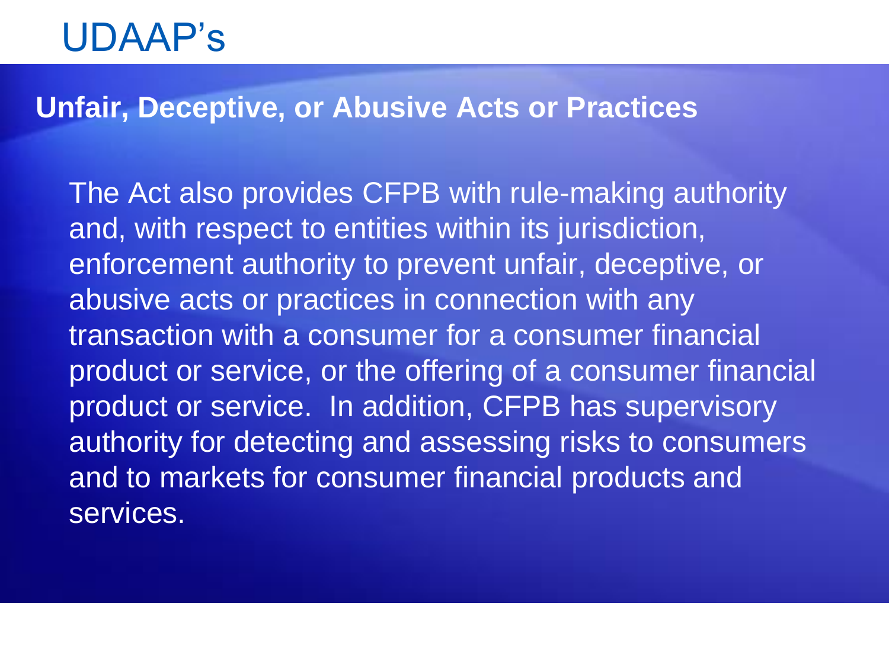# UDAAP's

## Unfair, Deceptive, or Abusive Acts or Practices

The Act also provides CFPB with rule-making authority and, with respect to entities within its jurisdiction, enforcement authority to prevent unfair, deceptive, or abusive acts or practices in connection with any transaction with a consumer for a consumer financial product or service, or the offering of a consumer financial product or service. In addition, CFPB has supervisory authority for detecting and assessing risks to consumers and to markets for consumer financial products and services.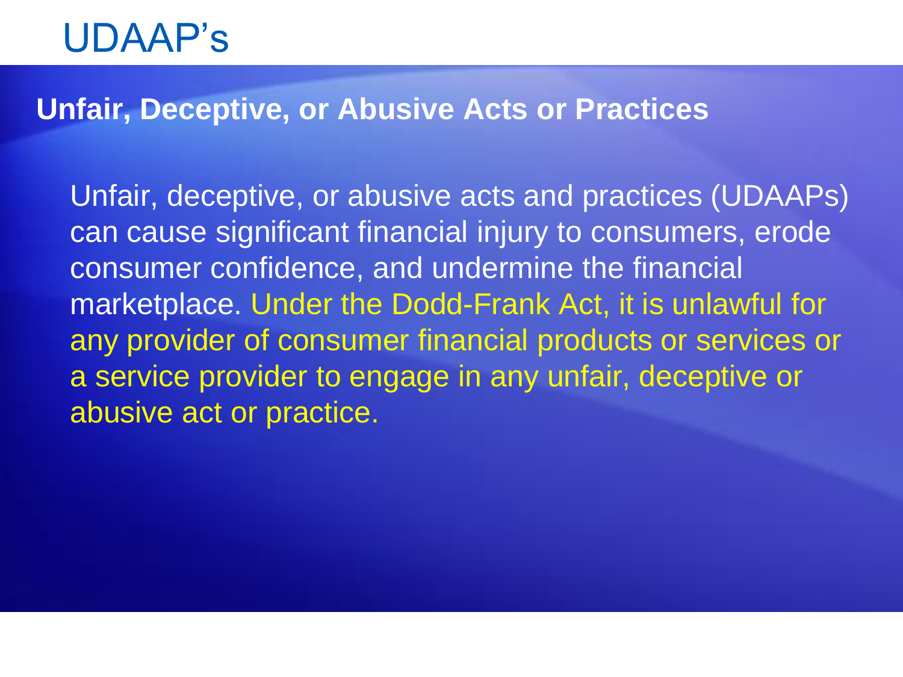# UDAAP's

## Unfair, Deceptive, or Abusive Acts or Practices

Unfair, deceptive, or abusive acts and practices (UDAAPs) can cause significant financial injury to consumers, erode consumer confidence, and undermine the financial marketplace. Under the Dodd-Frank Act, it is unlawful for any provider of consumer financial products or services or a service provider to engage in any unfair, deceptive or abusive act or practice.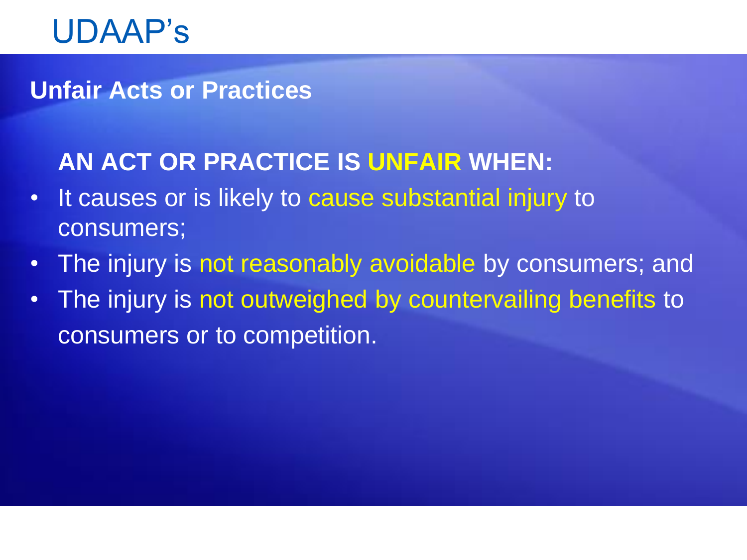# UDAAP's

## Unfair Acts or Practices

**AN ACT OR PRACTICE IS UNFAIR WHEN:**

- It causes or is likely to cause substantial injury to consumers;
- The injury is not reasonably avoidable by consumers; and
- The injury is not outweighed by countervailing benefits to consumers or to competition.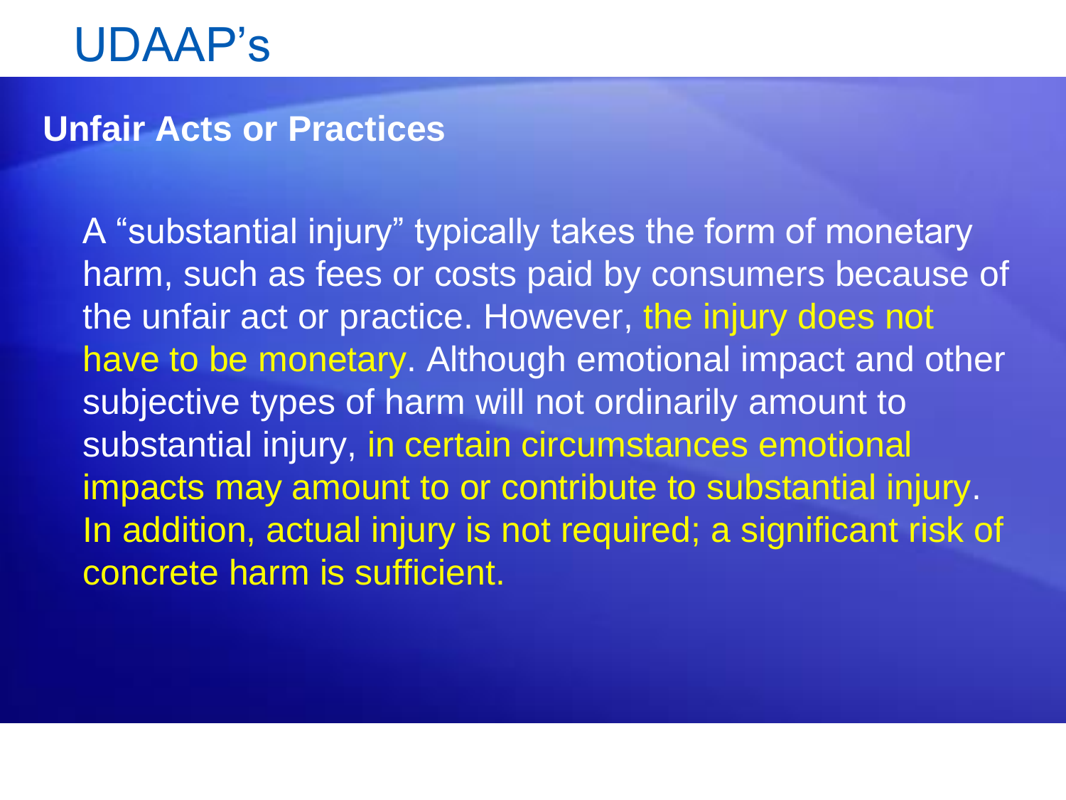# UDAAP's

## Unfair Acts or Practices

A "substantial injury" typically takes the form of monetary harm, such as fees or costs paid by consumers because of the unfair act or practice. However, the injury does not have to be monetary. Although emotional impact and other subjective types of harm will not ordinarily amount to substantial injury, in certain circumstances emotional impacts may amount to or contribute to substantial injury. In addition, actual injury is not required; a significant risk of concrete harm is sufficient.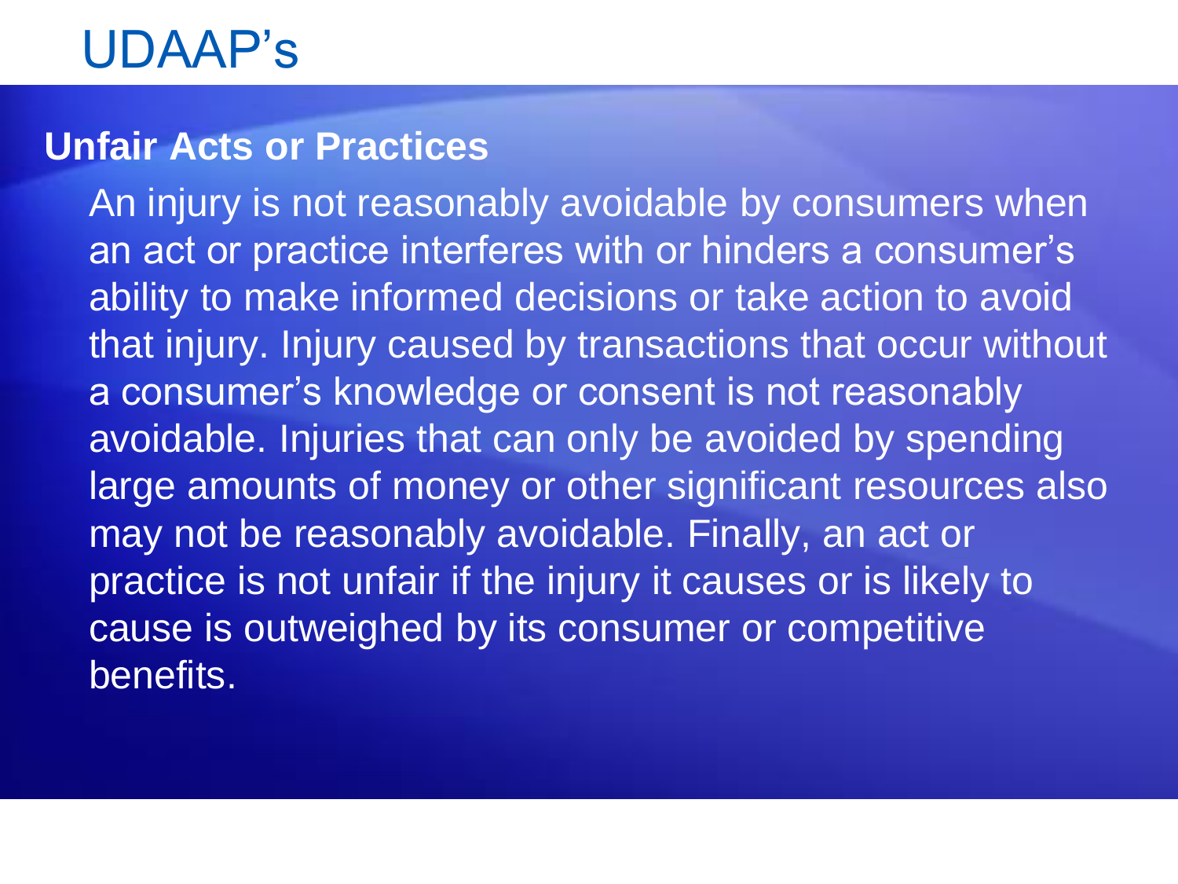# UDAAP's

## Unfair Acts or Practices

An injury is not reasonably avoidable by consumers when an act or practice interferes with or hinders a consumer's ability to make informed decisions or take action to avoid that injury. Injury caused by transactions that occur without a consumer's knowledge or consent is not reasonably avoidable. Injuries that can only be avoided by spending large amounts of money or other significant resources also may not be reasonably avoidable. Finally, an act or practice is not unfair if the injury it causes or is likely to cause is outweighed by its consumer or competitive benefits.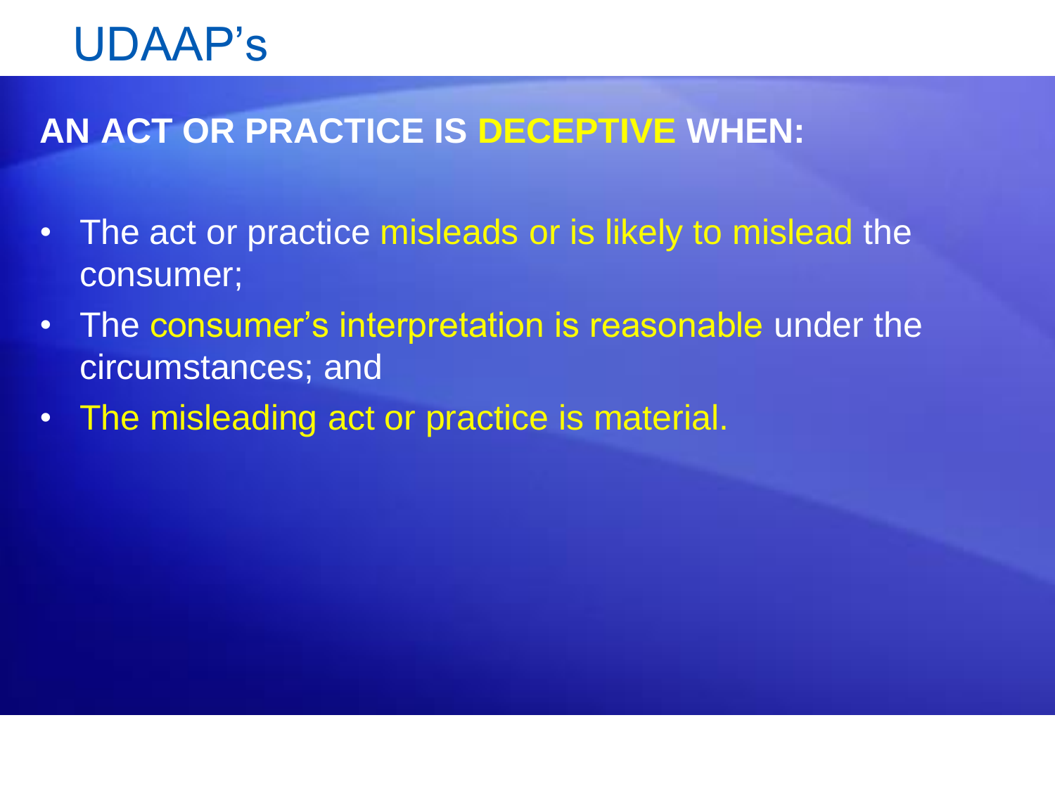# UDAAP's

**AN ACT OR PRACTICE IS DECEPTIVE WHEN:**

- The act or practice misleads or is likely to mislead the consumer;
- The consumer's interpretation is reasonable under the circumstances; and
- The misleading act or practice is material.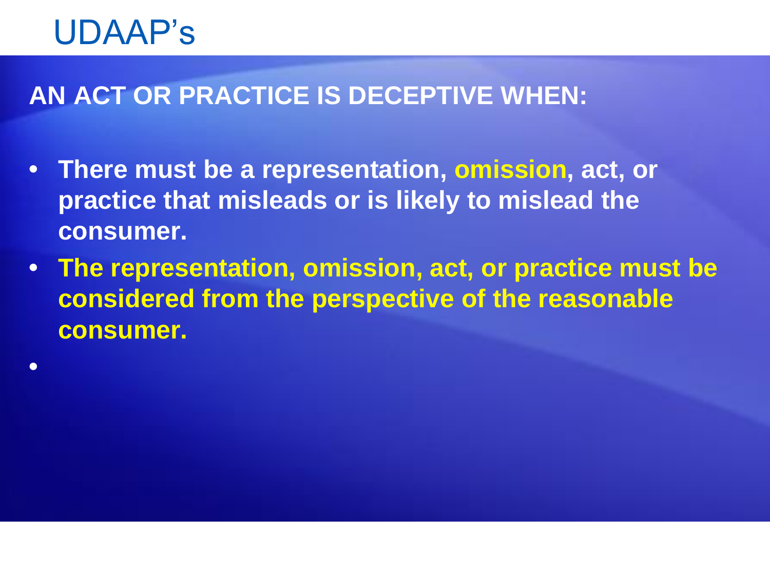# UDAAP's

**AN ACT OR PRACTICE IS DECEPTIVE WHEN:**

- **There must be a representation, omission, act, or practice that misleads or is likely to mislead the consumer.**
- **The representation, omission, act, or practice must be considered from the perspective of the reasonable consumer.**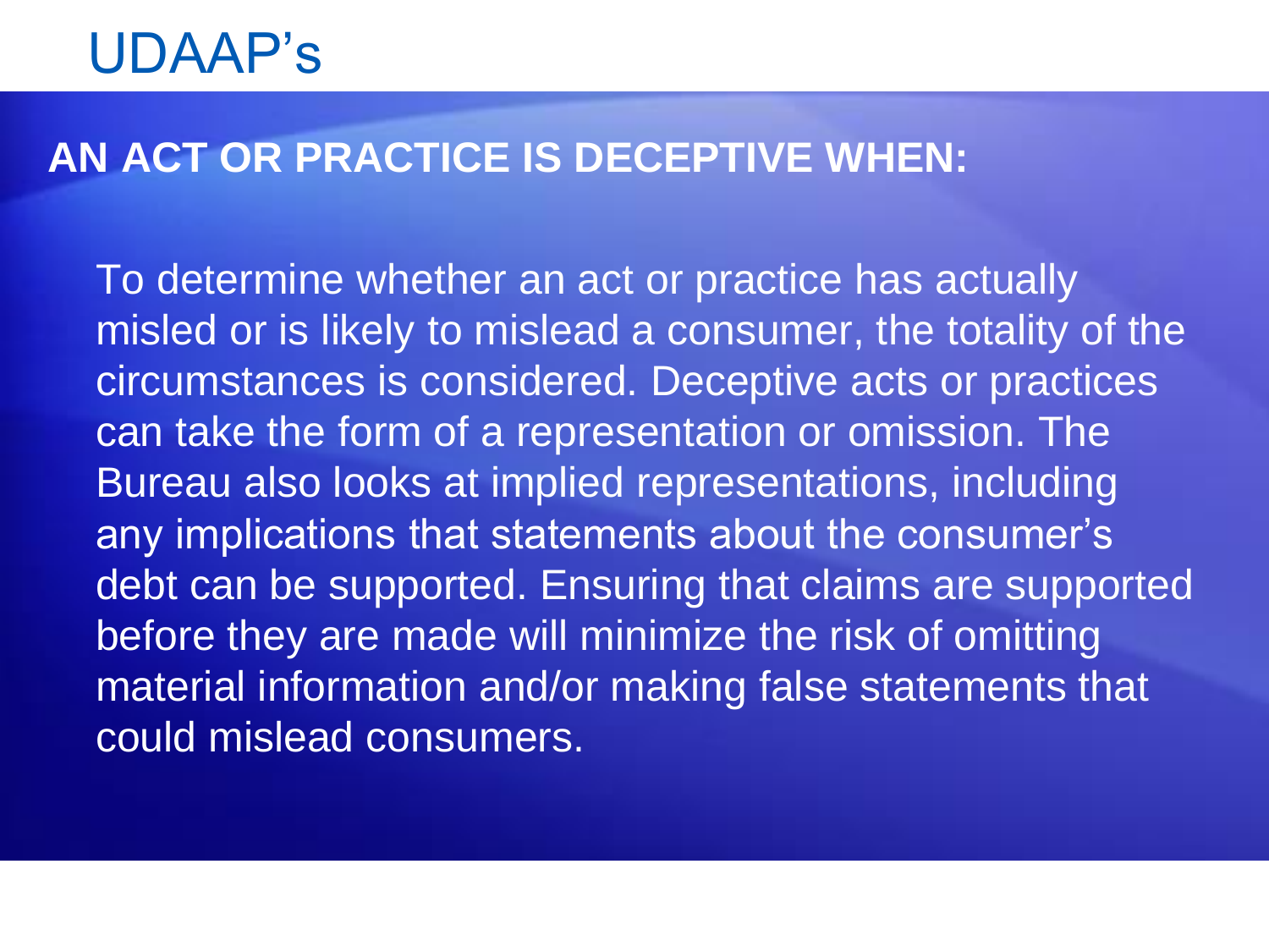# UDAAP's

## AN ACT OR PRACTICE IS DECEPTIVE WHEN:

To determine whether an act or practice has actually misled or is likely to mislead a consumer, the totality of the circumstances is considered. Deceptive acts or practices can take the form of a representation or omission. The Bureau also looks at implied representations, including any implications that statements about the consumer's debt can be supported. Ensuring that claims are supported before they are made will minimize the risk of omitting material information and/or making false statements that could mislead consumers.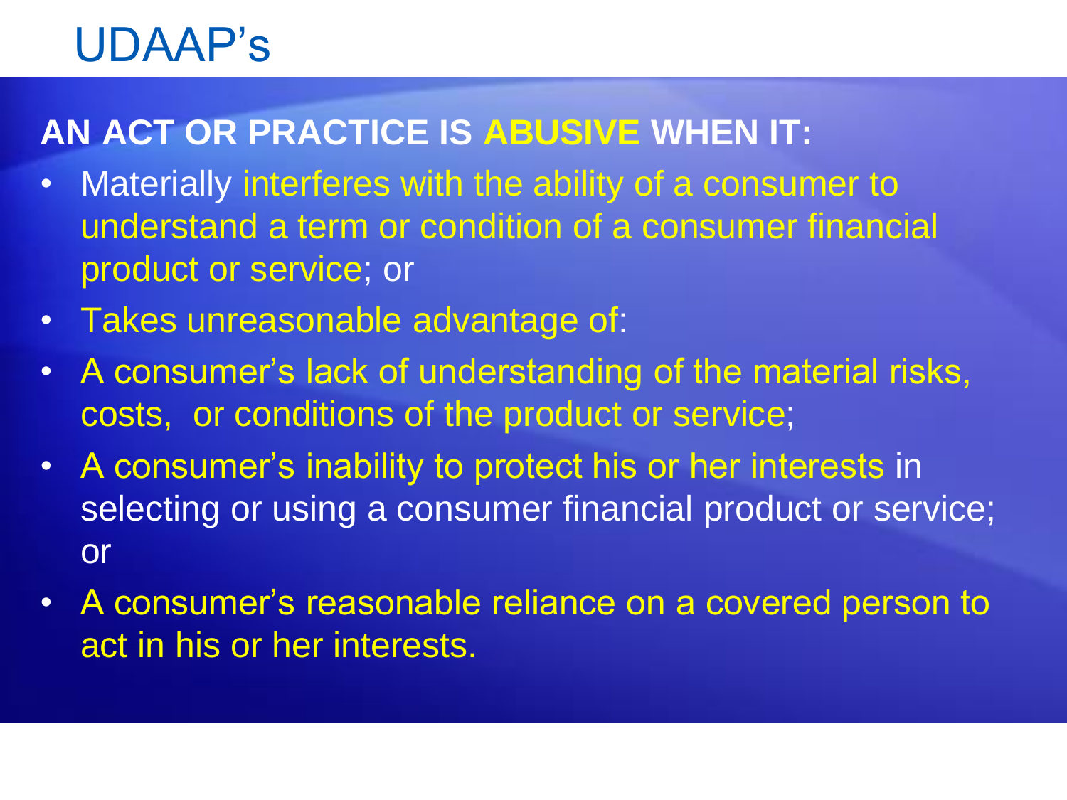# UDAAP's

**AN ACT OR PRACTICE IS ABUSIVE WHEN IT:**

- Materially interferes with the ability of a consumer to understand a term or condition of a consumer financial product or service; or
- Takes unreasonable advantage of:
- A consumer's lack of understanding of the material risks, costs, or conditions of the product or service;
- A consumer's inability to protect his or her interests in selecting or using a consumer financial product or service; or
- A consumer's reasonable reliance on a covered person to act in his or her interests.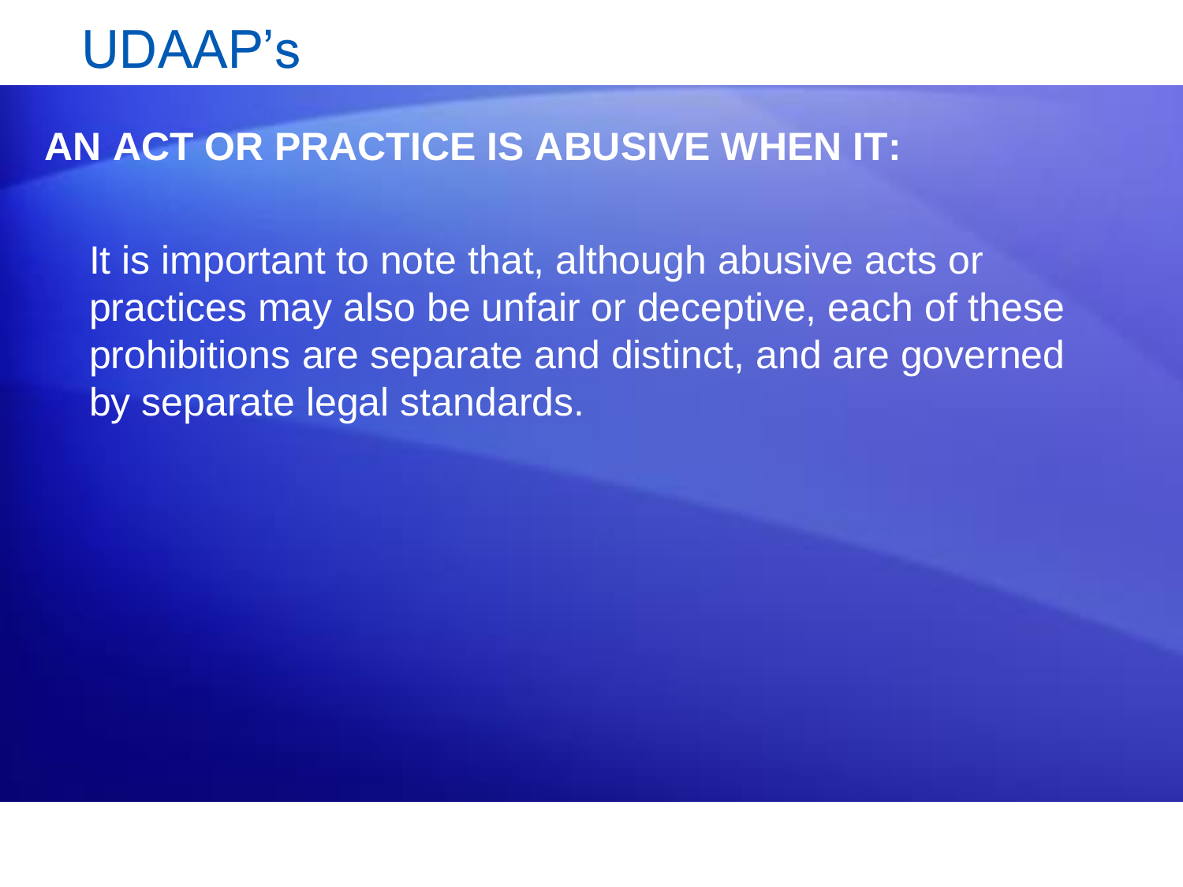# UDAAP's

## AN ACT OR PRACTICE IS ABUSIVE WHEN IT:

It is important to note that, although abusive acts or practices may also be unfair or deceptive, each of these prohibitions are separate and distinct, and are governed by separate legal standards.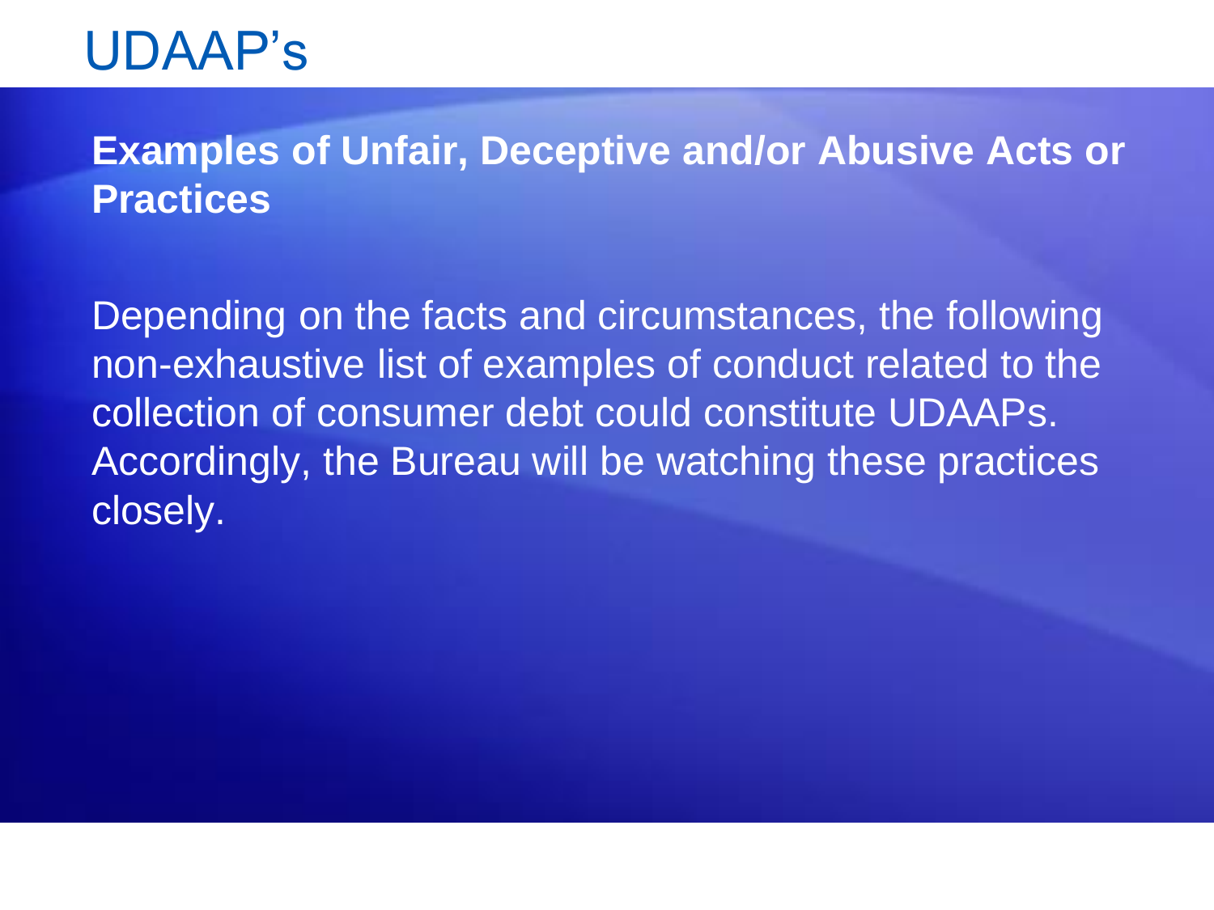# UDAAP's

**Examples of Unfair, Deceptive and/or Abusive Acts or Practices**

Depending on the facts and circumstances, the following non-exhaustive list of examples of conduct related to the collection of consumer debt could constitute UDAAPs. Accordingly, the Bureau will be watching these practices closely.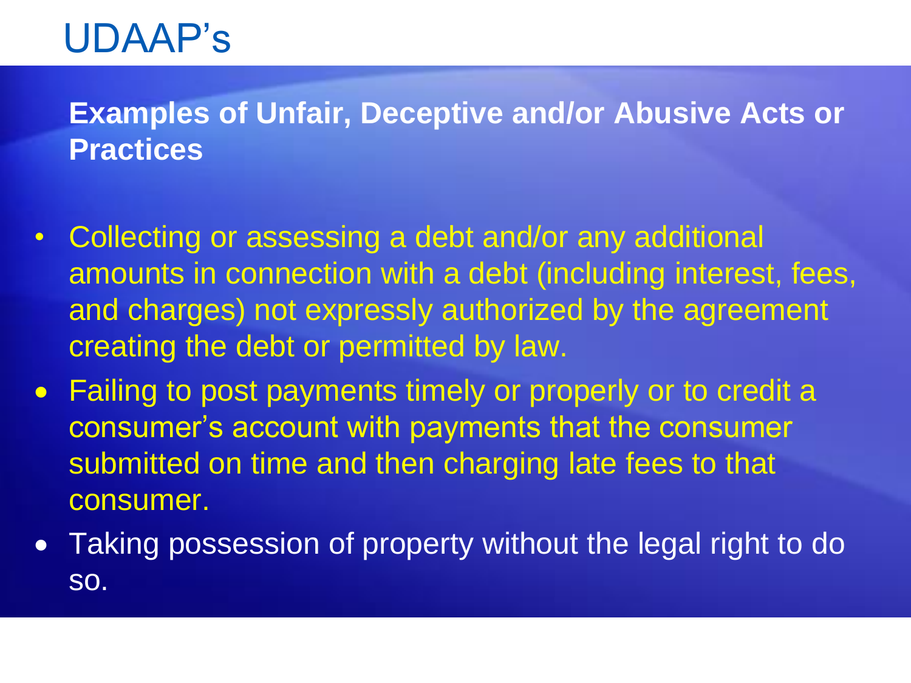# UDAAP's

**Examples of Unfair, Deceptive and/or Abusive Acts or Practices**

- Collecting or assessing a debt and/or any additional amounts in connection with a debt (including interest, fees, and charges) not expressly authorized by the agreement creating the debt or permitted by law.
- Failing to post payments timely or properly or to credit a consumer's account with payments that the consumer submitted on time and then charging late fees to that consumer.
- Taking possession of property without the legal right to do so.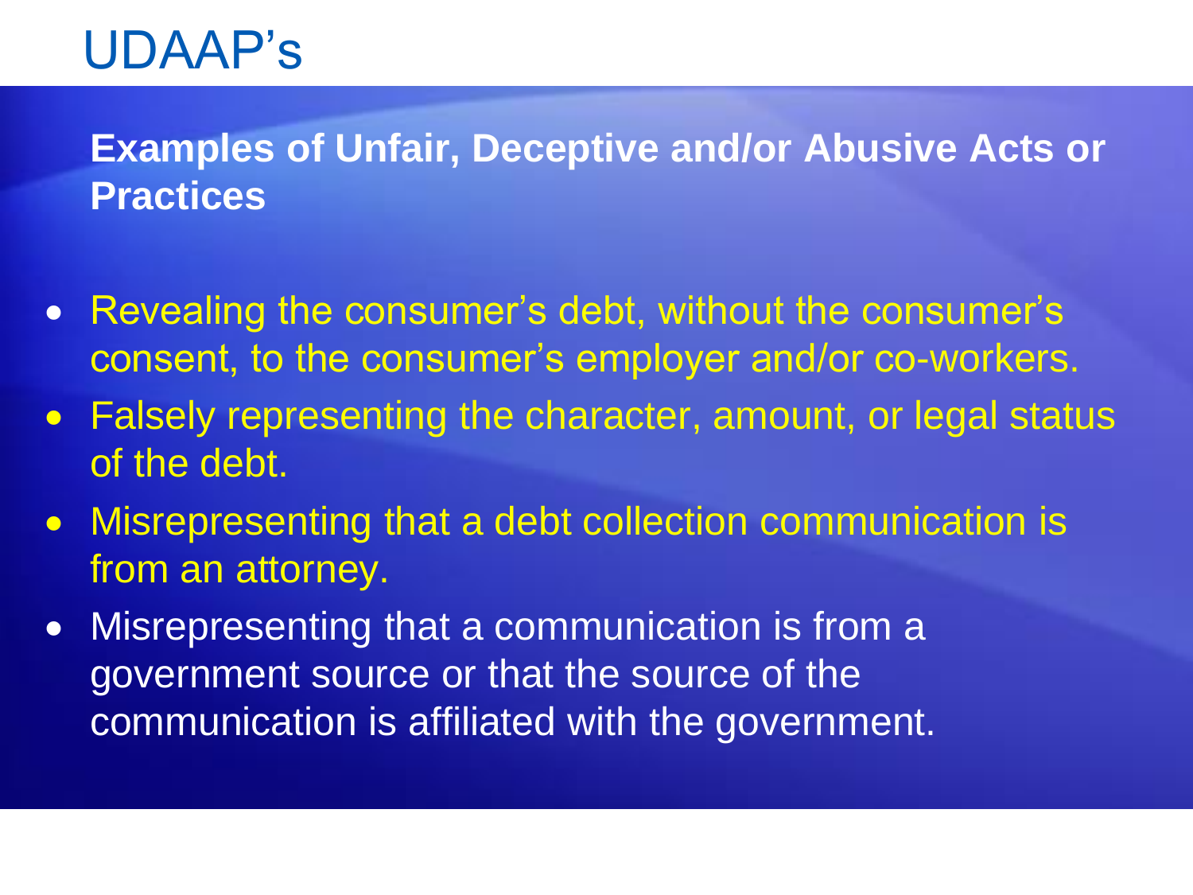# UDAAP's

**Examples of Unfair, Deceptive and/or Abusive Acts or Practices**

- Revealing the consumer's debt, without the consumer's consent, to the consumer's employer and/or co-workers.
- Falsely representing the character, amount, or legal status of the debt.
- Misrepresenting that a debt collection communication is from an attorney.
- Misrepresenting that a communication is from a government source or that the source of the communication is affiliated with the government.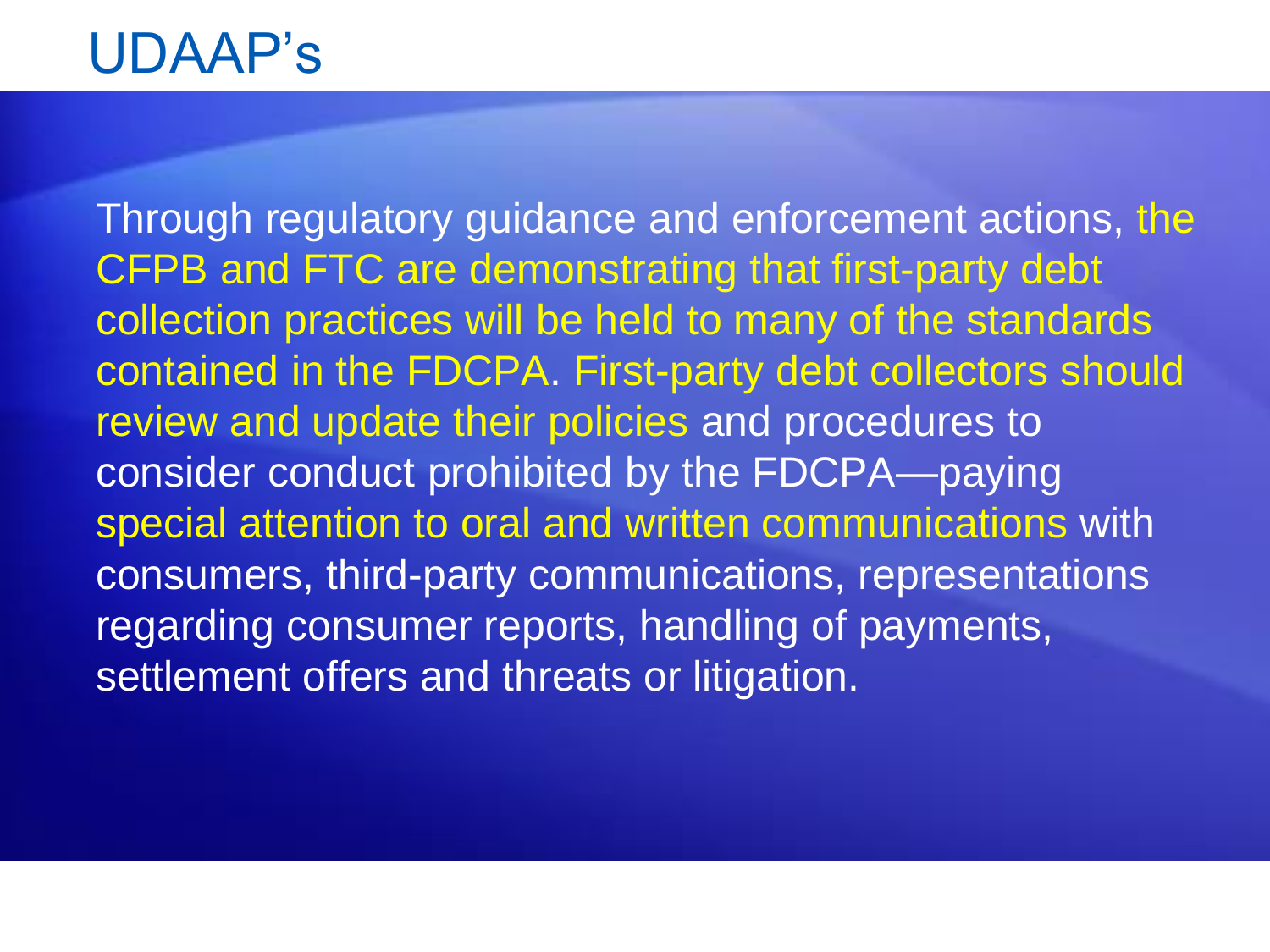# UDAAP's

Through regulatory guidance and enforcement actions, the CFPB and FTC are demonstrating that first-party debt collection practices will be held to many of the standards contained in the FDCPA. First-party debt collectors should review and update their policies and procedures to consider conduct prohibited by the FDCPA—paying special attention to oral and written communications with consumers, third-party communications, representations regarding consumer reports, handling of payments, settlement offers and threats or litigation.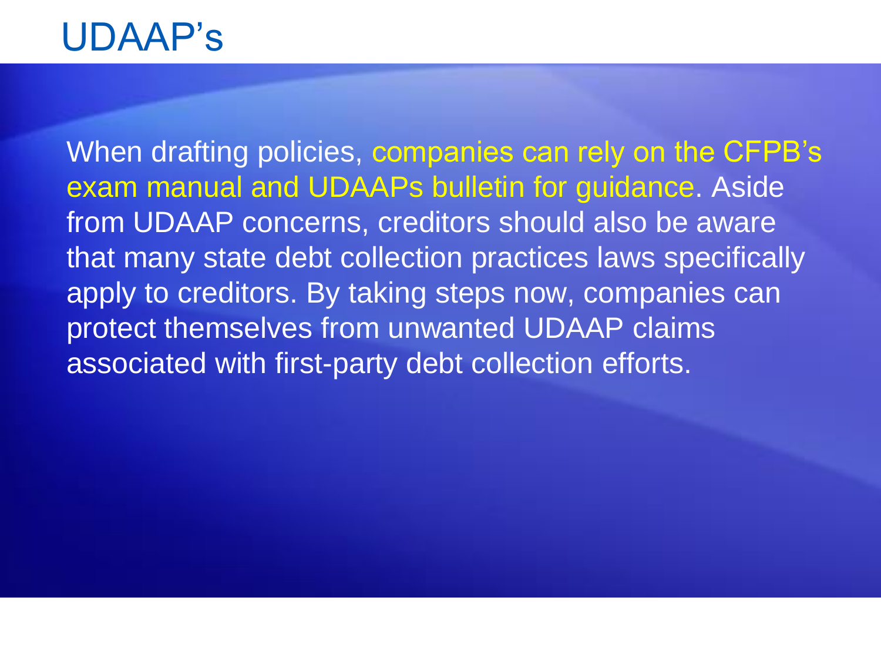# UDAAP's

When drafting policies, companies can rely on the CFPB's exam manual and UDAAPs bulletin for guidance. Aside from UDAAP concerns, creditors should also be aware that many state debt collection practices laws specifically apply to creditors. By taking steps now, companies can protect themselves from unwanted UDAAP claims associated with first-party debt collection efforts.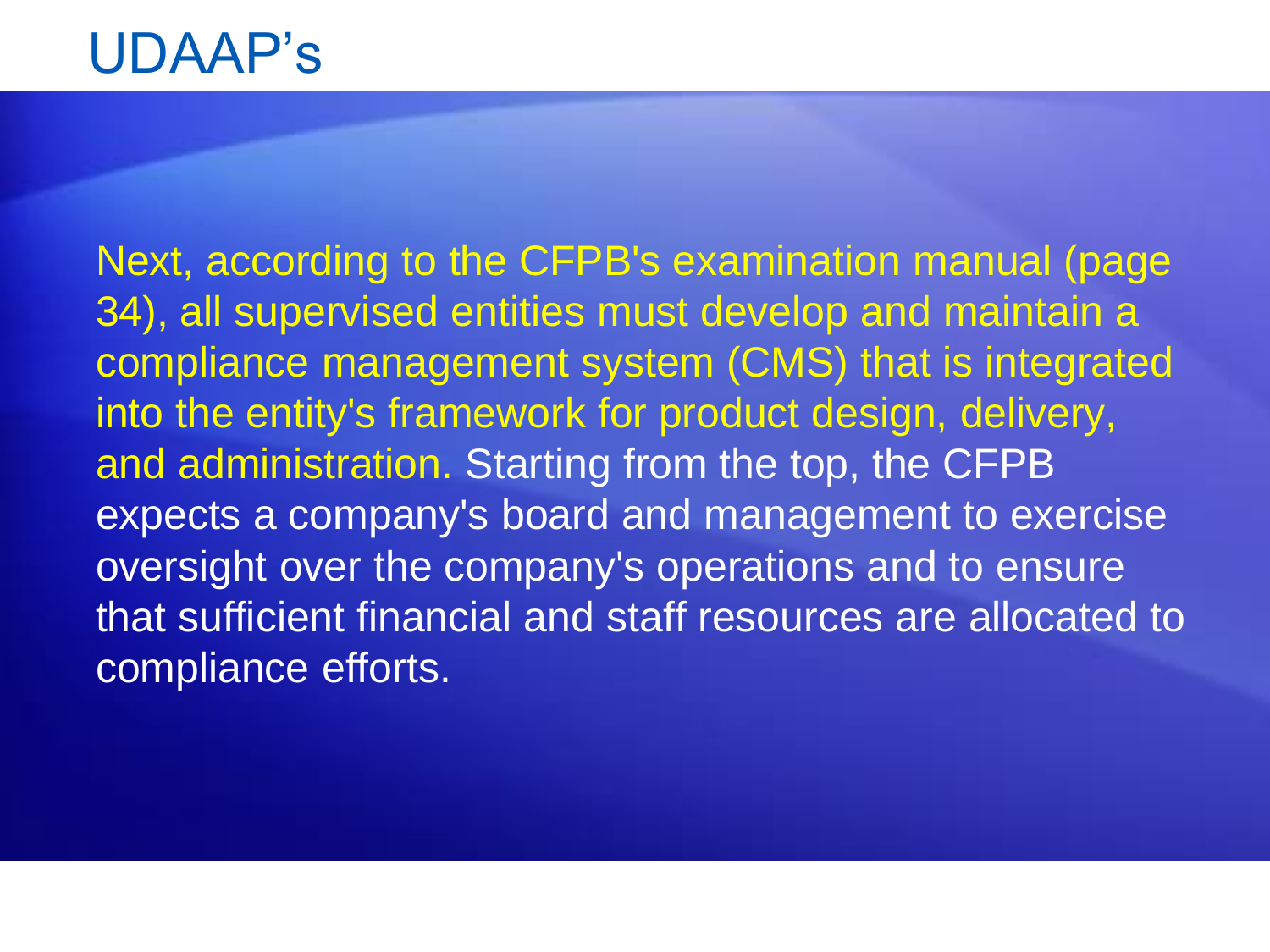# UDAAP's

Next, according to the CFPB's examination manual (page 34), all supervised entities must develop and maintain a compliance management system (CMS) that is integrated into the entity's framework for product design, delivery, and administration. Starting from the top, the CFPB expects a company's board and management to exercise oversight over the company's operations and to ensure that sufficient financial and staff resources are allocated to compliance efforts.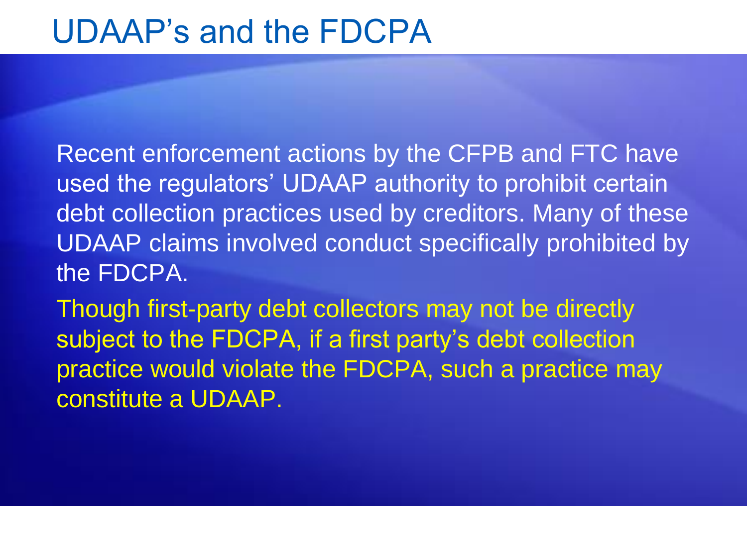# UDAAP's and the FDCPA

Recent enforcement actions by the CFPB and FTC have used the regulators' UDAAP authority to prohibit certain debt collection practices used by creditors. Many of these UDAAP claims involved conduct specifically prohibited by the FDCPA.

Though first-party debt collectors may not be directly subject to the FDCPA, if a first party's debt collection practice would violate the FDCPA, such a practice may constitute a UDAAP.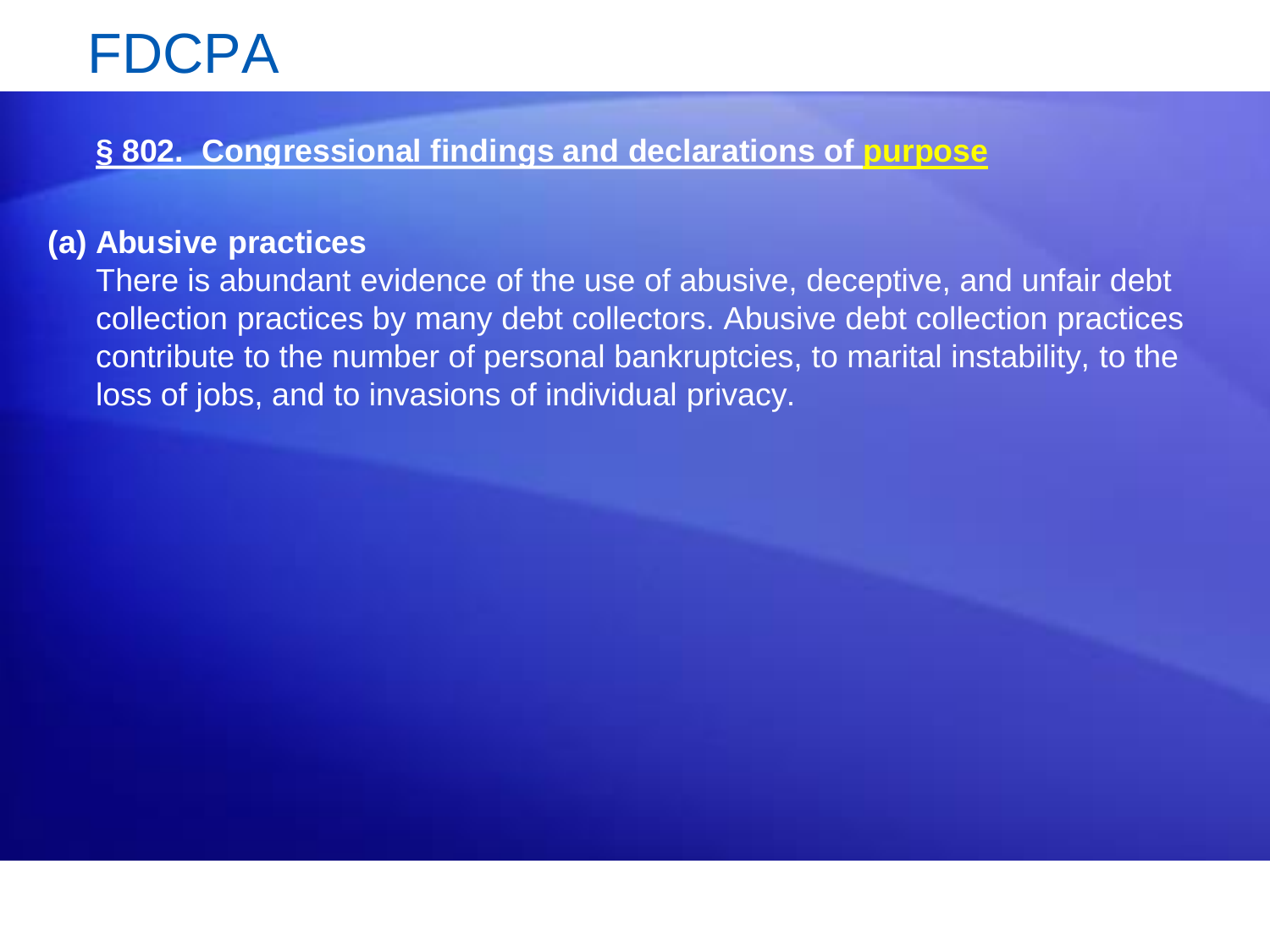# FDCPA

**§ 802. Congressional findings and declarations of purpose**

**(a) Abusive practices**

There is abundant evidence of the use of abusive, deceptive, and unfair debt collection practices by many debt collectors. Abusive debt collection practices contribute to the number of personal bankruptcies, to marital instability, to the loss of jobs, and to invasions of individual privacy.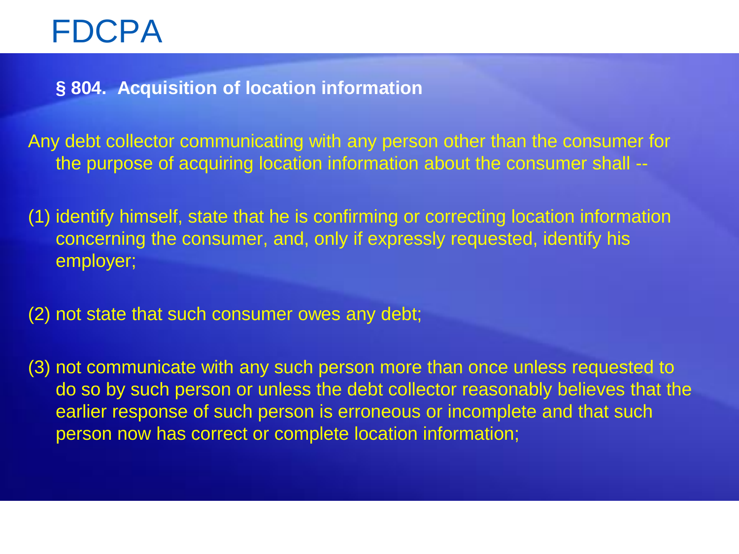# FDCPA

**§ 804. Acquisition of location information**

Any debt collector communicating with any person other than the consumer for the purpose of acquiring location information about the consumer shall --

(1) identify himself, state that he is confirming or correcting location information concerning the consumer, and, only if expressly requested, identify his employer;

(2) not state that such consumer owes any debt;

(3) not communicate with any such person more than once unless requested to do so by such person or unless the debt collector reasonably believes that the earlier response of such person is erroneous or incomplete and that such person now has correct or complete location information;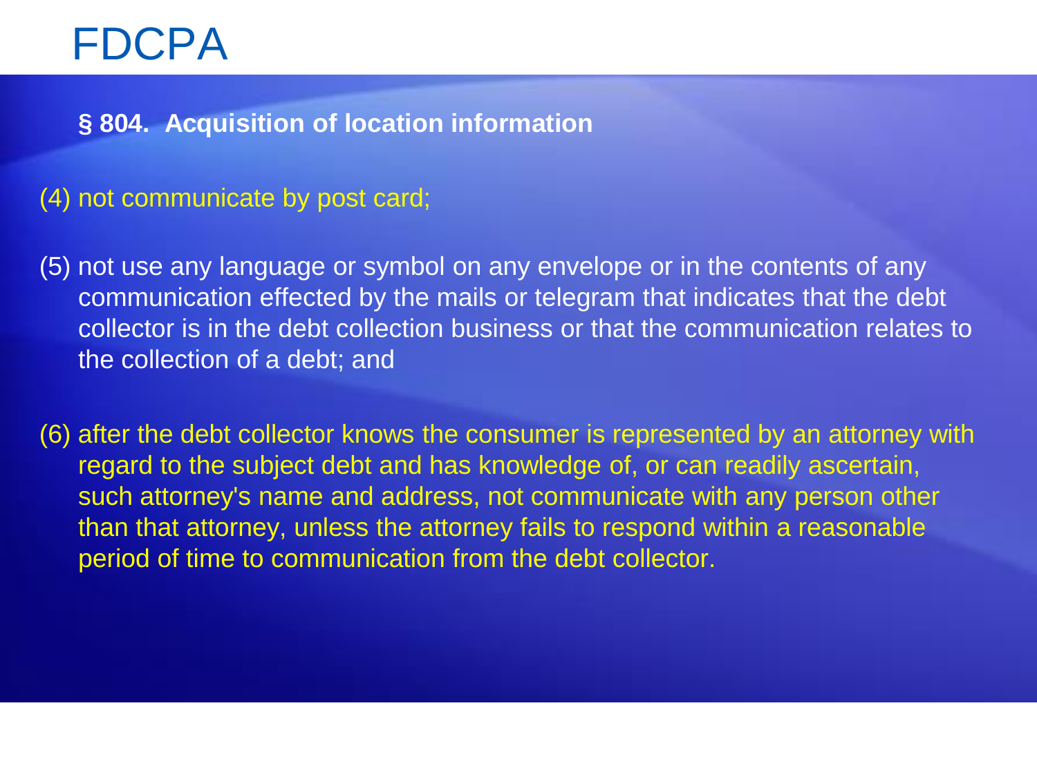# FDCPA

**§ 804. Acquisition of location information**

(4) not communicate by post card;

(5) not use any language or symbol on any envelope or in the contents of any communication effected by the mails or telegram that indicates that the debt collector is in the debt collection business or that the communication relates to the collection of a debt; and

(6) after the debt collector knows the consumer is represented by an attorney with regard to the subject debt and has knowledge of, or can readily ascertain, such attorney's name and address, not communicate with any person other than that attorney, unless the attorney fails to respond within a reasonable period of time to communication from the debt collector.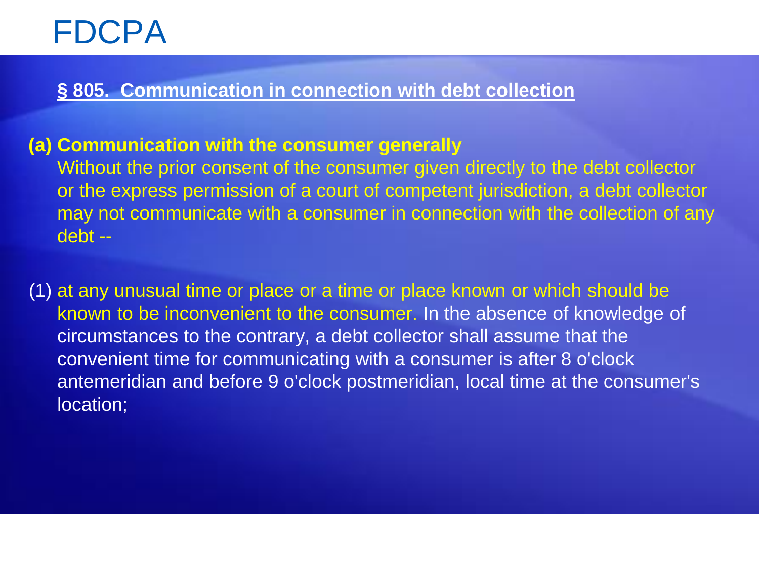# FDCPA

**§ 805. Communication in connection with debt collection**

**(a) Communication with the consumer generally**
Without the prior consent of the consumer given directly to the debt collector or the express permission of a court of competent jurisdiction, a debt collector may not communicate with a consumer in connection with the collection of any debt --

(1) at any unusual time or place or a time or place known or which should be known to be inconvenient to the consumer. In the absence of knowledge of circumstances to the contrary, a debt collector shall assume that the convenient time for communicating with a consumer is after 8 o'clock antemeridian and before 9 o'clock postmeridian, local time at the consumer's location;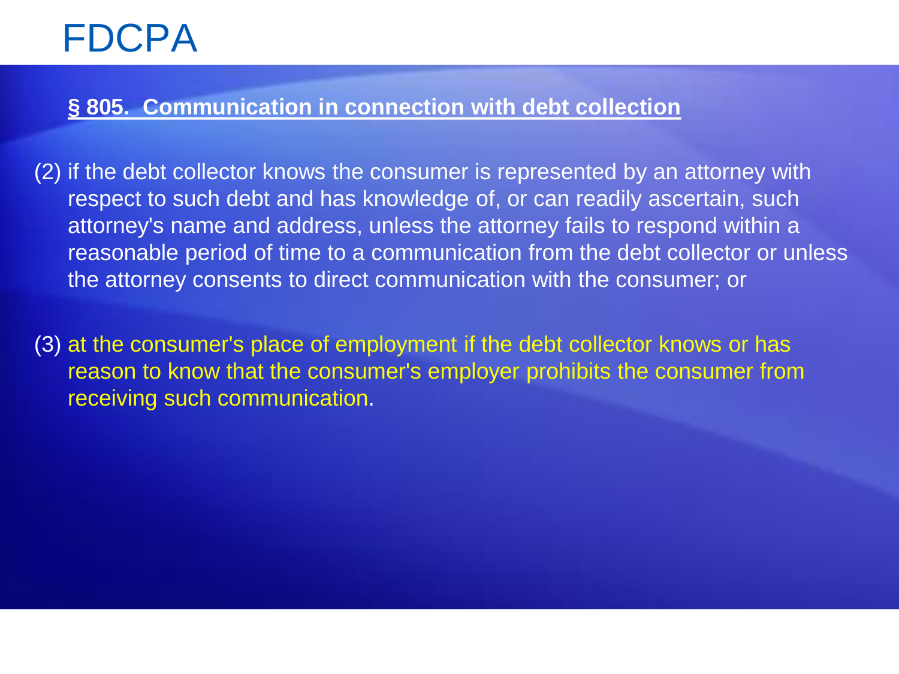# FDCPA

**§ 805.  Communication in connection with debt collection**

(2) if the debt collector knows the consumer is represented by an attorney with respect to such debt and has knowledge of, or can readily ascertain, such attorney's name and address, unless the attorney fails to respond within a reasonable period of time to a communication from the debt collector or unless the attorney consents to direct communication with the consumer; or

(3) at the consumer's place of employment if the debt collector knows or has reason to know that the consumer's employer prohibits the consumer from receiving such communication.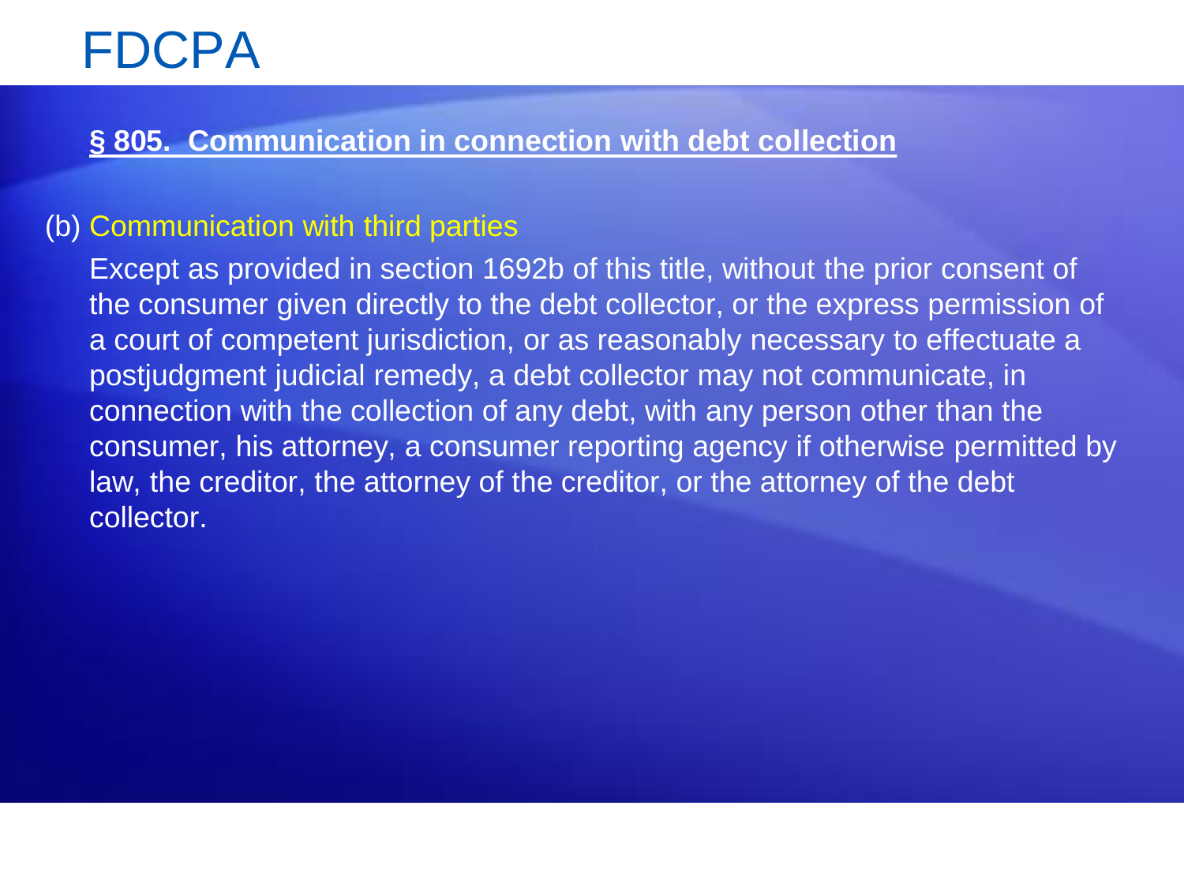# FDCPA

**§ 805. Communication in connection with debt collection**

(b) Communication with third parties

Except as provided in section 1692b of this title, without the prior consent of the consumer given directly to the debt collector, or the express permission of a court of competent jurisdiction, or as reasonably necessary to effectuate a postjudgment judicial remedy, a debt collector may not communicate, in connection with the collection of any debt, with any person other than the consumer, his attorney, a consumer reporting agency if otherwise permitted by law, the creditor, the attorney of the creditor, or the attorney of the debt collector.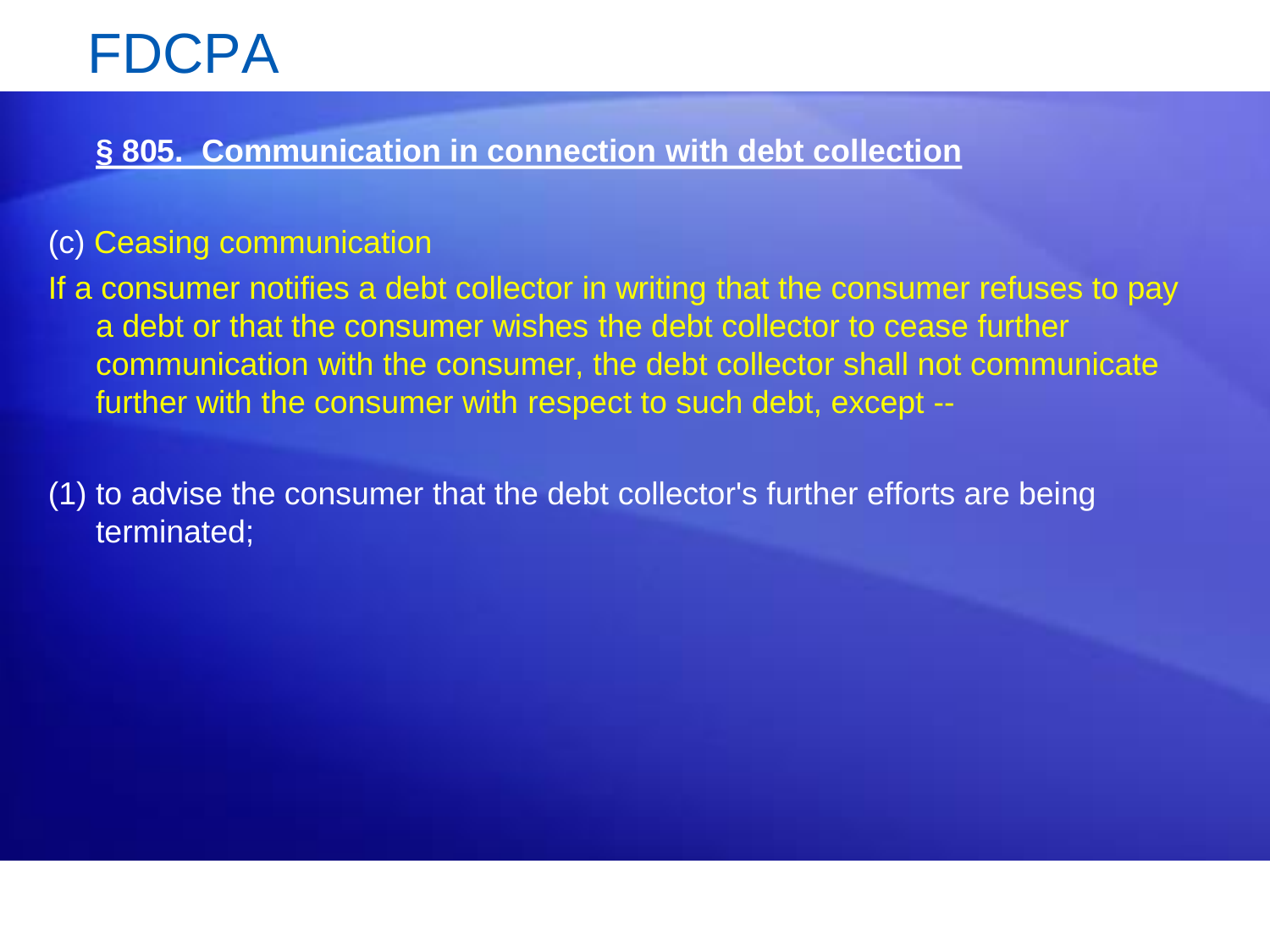# FDCPA

**§ 805. Communication in connection with debt collection**

(c) Ceasing communication

If a consumer notifies a debt collector in writing that the consumer refuses to pay a debt or that the consumer wishes the debt collector to cease further communication with the consumer, the debt collector shall not communicate further with the consumer with respect to such debt, except --

(1) to advise the consumer that the debt collector's further efforts are being terminated;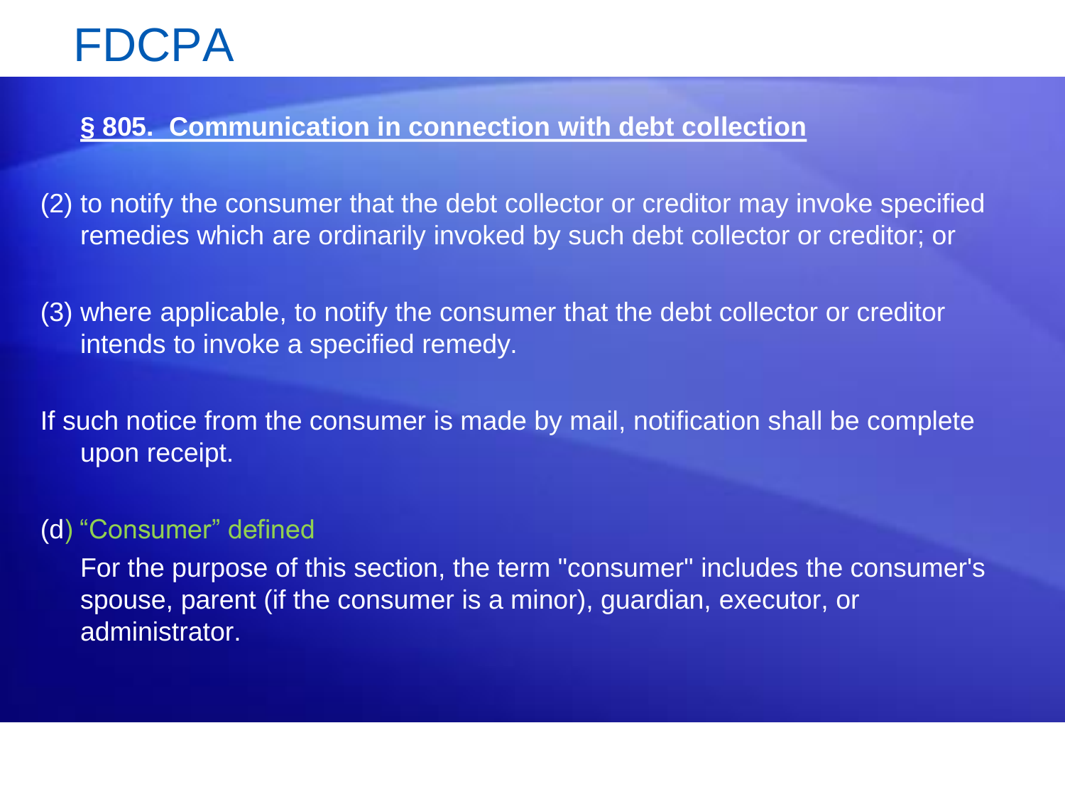# FDCPA

**§ 805. Communication in connection with debt collection**

(2) to notify the consumer that the debt collector or creditor may invoke specified remedies which are ordinarily invoked by such debt collector or creditor; or

(3) where applicable, to notify the consumer that the debt collector or creditor intends to invoke a specified remedy.

If such notice from the consumer is made by mail, notification shall be complete upon receipt.

(d) "Consumer" defined

For the purpose of this section, the term "consumer" includes the consumer's spouse, parent (if the consumer is a minor), guardian, executor, or administrator.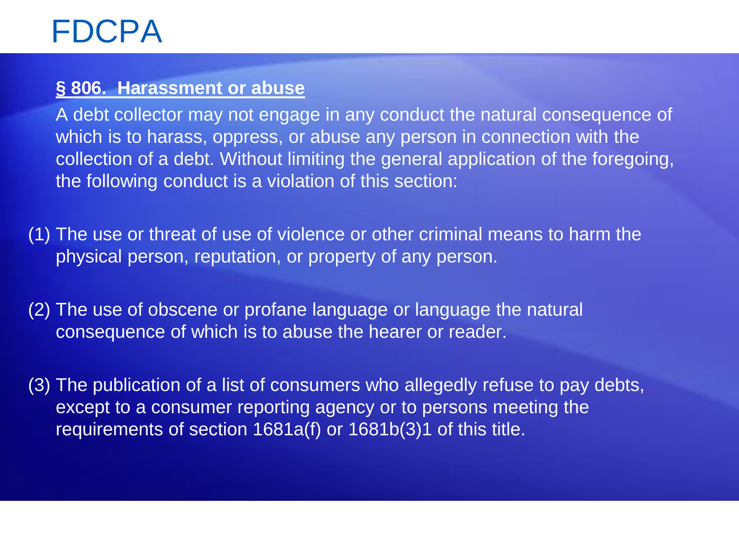# FDCPA

**§ 806. Harassment or abuse**

A debt collector may not engage in any conduct the natural consequence of which is to harass, oppress, or abuse any person in connection with the collection of a debt. Without limiting the general application of the foregoing, the following conduct is a violation of this section:

(1) The use or threat of use of violence or other criminal means to harm the physical person, reputation, or property of any person.

(2) The use of obscene or profane language or language the natural consequence of which is to abuse the hearer or reader.

(3) The publication of a list of consumers who allegedly refuse to pay debts, except to a consumer reporting agency or to persons meeting the requirements of section 1681a(f) or 1681b(3)1 of this title.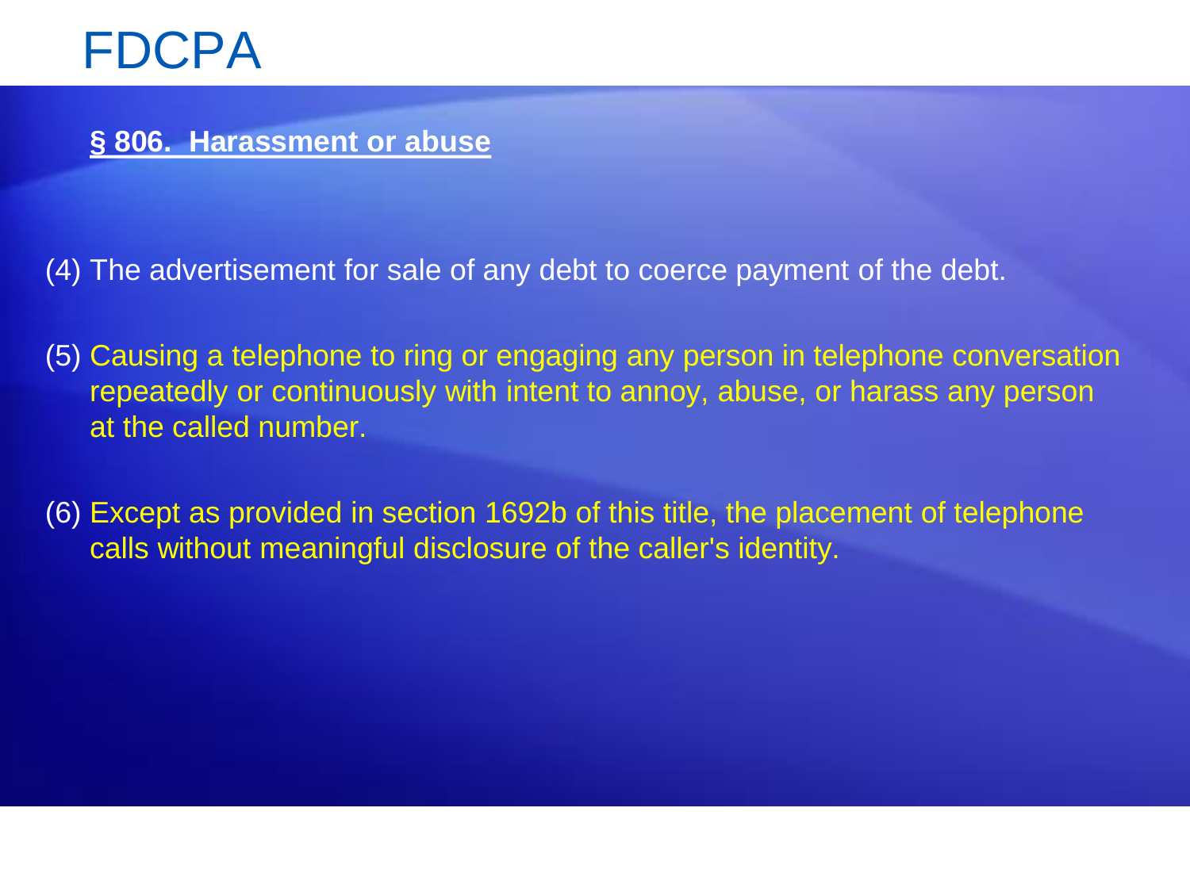# FDCPA

**§ 806. Harassment or abuse**

(4) The advertisement for sale of any debt to coerce payment of the debt.

(5) Causing a telephone to ring or engaging any person in telephone conversation repeatedly or continuously with intent to annoy, abuse, or harass any person at the called number.

(6) Except as provided in section 1692b of this title, the placement of telephone calls without meaningful disclosure of the caller's identity.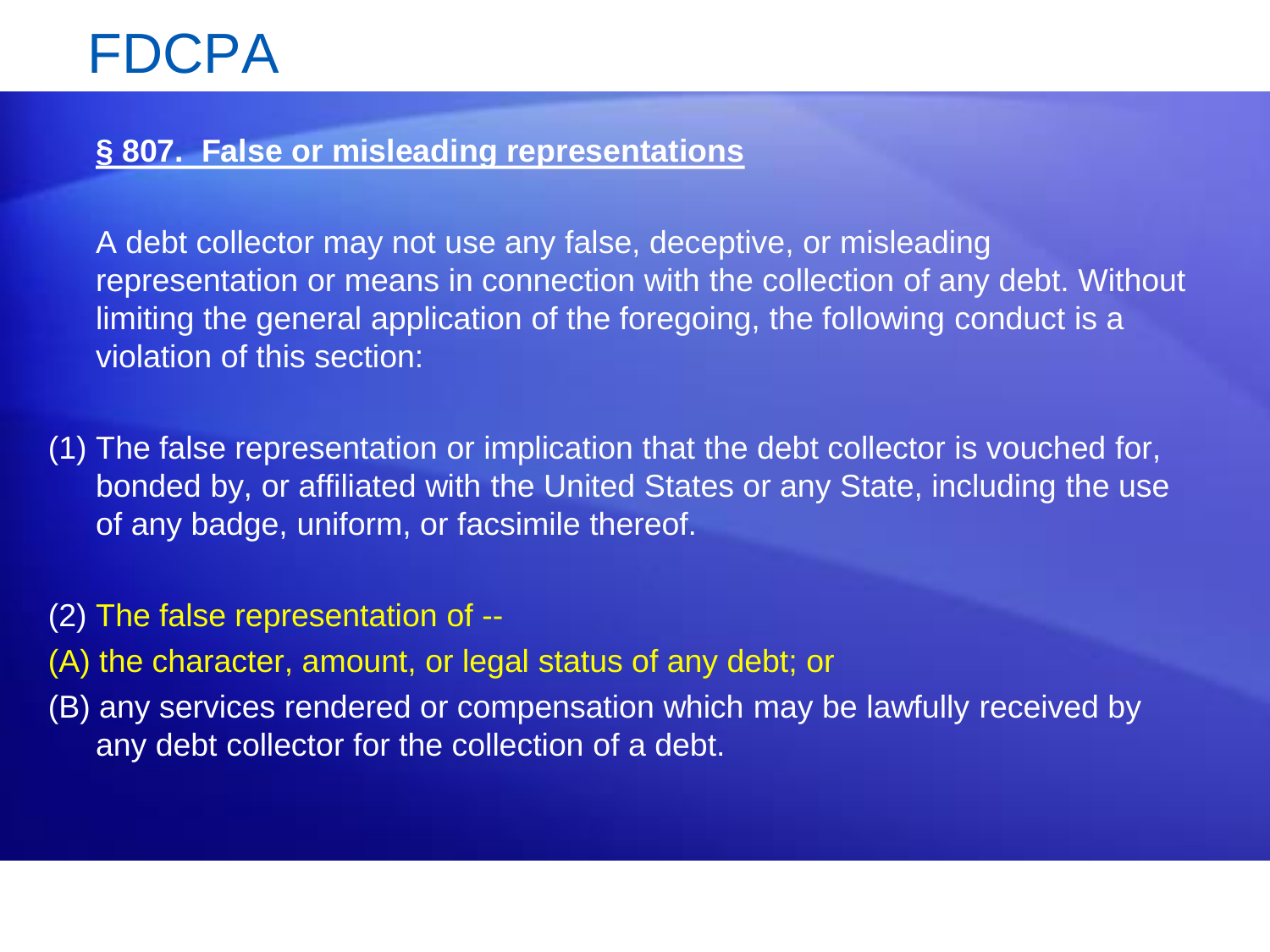# FDCPA

**§ 807. False or misleading representations**

A debt collector may not use any false, deceptive, or misleading representation or means in connection with the collection of any debt. Without limiting the general application of the foregoing, the following conduct is a violation of this section:

(1) The false representation or implication that the debt collector is vouched for, bonded by, or affiliated with the United States or any State, including the use of any badge, uniform, or facsimile thereof.

(2) The false representation of --

(A) the character, amount, or legal status of any debt; or

(B) any services rendered or compensation which may be lawfully received by any debt collector for the collection of a debt.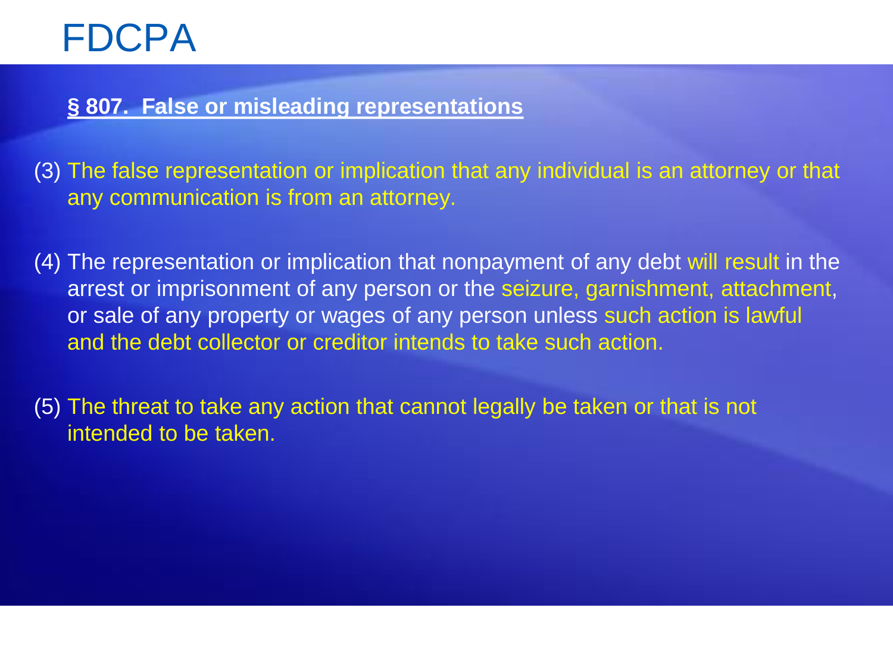# FDCPA

**§ 807. False or misleading representations**

(3) The false representation or implication that any individual is an attorney or that any communication is from an attorney.

(4) The representation or implication that nonpayment of any debt will result in the arrest or imprisonment of any person or the seizure, garnishment, attachment, or sale of any property or wages of any person unless such action is lawful and the debt collector or creditor intends to take such action.

(5) The threat to take any action that cannot legally be taken or that is not intended to be taken.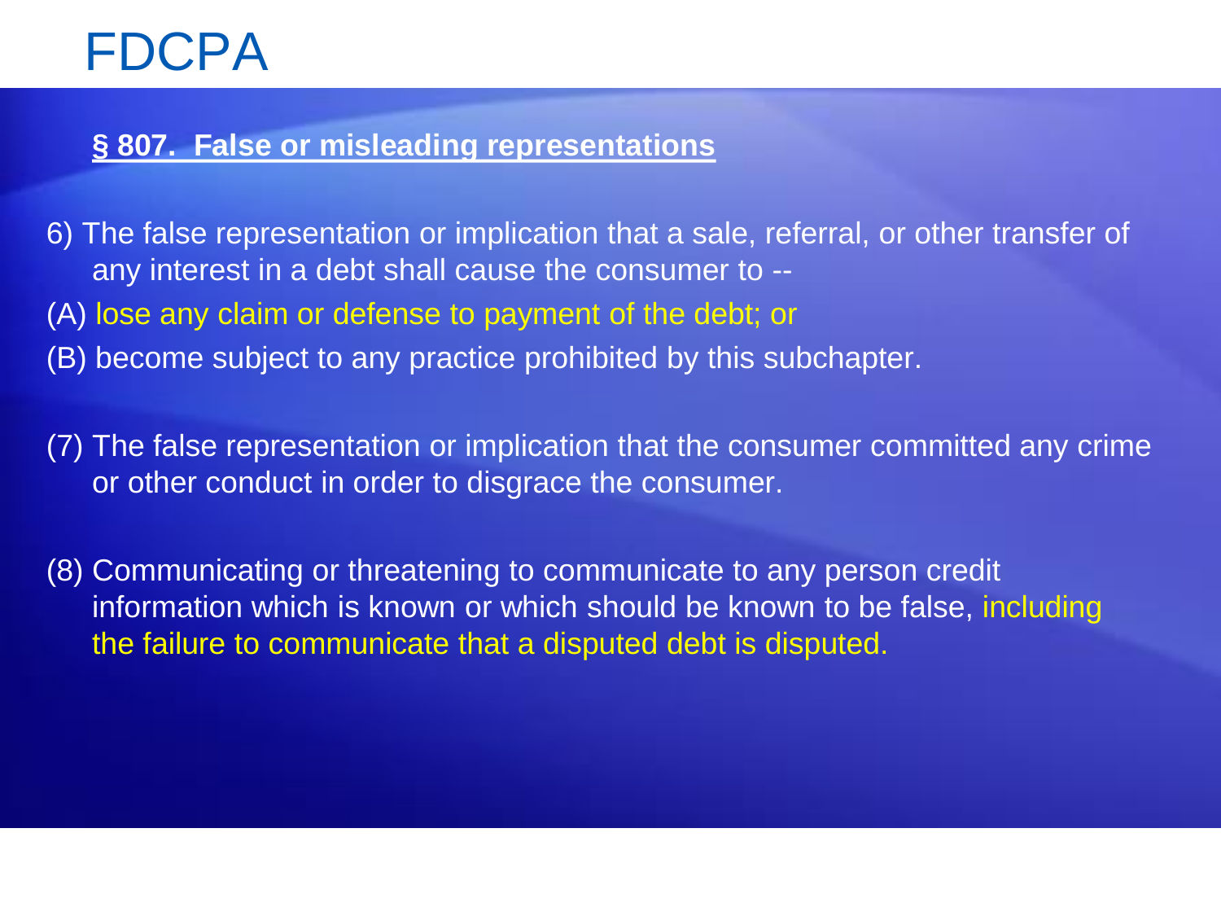# FDCPA

**<u>§ 807. False or misleading representations</u>**

6) The false representation or implication that a sale, referral, or other transfer of any interest in a debt shall cause the consumer to --

(A) lose any claim or defense to payment of the debt; or

(B) become subject to any practice prohibited by this subchapter.

(7) The false representation or implication that the consumer committed any crime or other conduct in order to disgrace the consumer.

(8) Communicating or threatening to communicate to any person credit information which is known or which should be known to be false, including the failure to communicate that a disputed debt is disputed.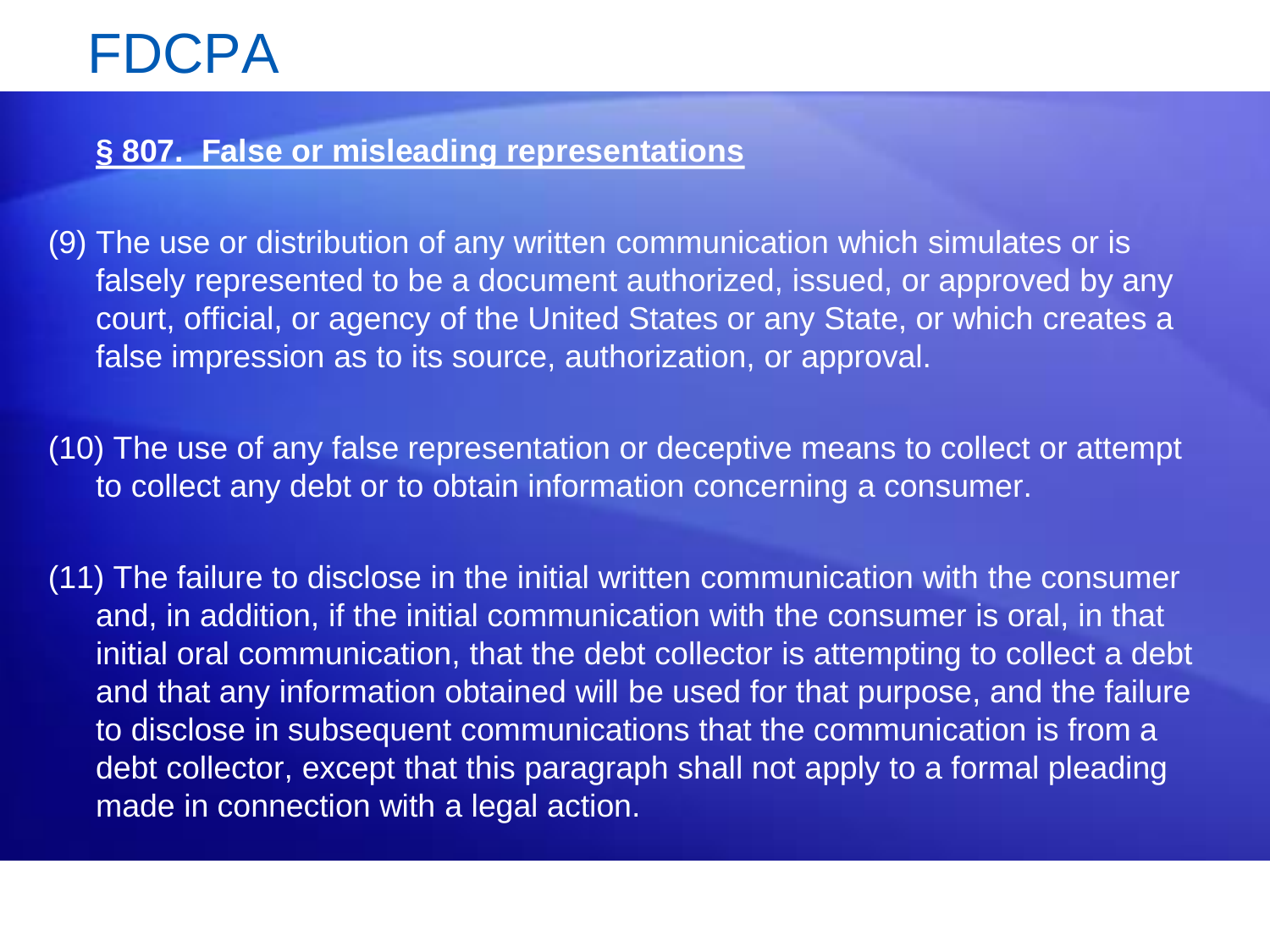# FDCPA

**§ 807. False or misleading representations**

(9) The use or distribution of any written communication which simulates or is falsely represented to be a document authorized, issued, or approved by any court, official, or agency of the United States or any State, or which creates a false impression as to its source, authorization, or approval.

(10) The use of any false representation or deceptive means to collect or attempt to collect any debt or to obtain information concerning a consumer.

(11) The failure to disclose in the initial written communication with the consumer and, in addition, if the initial communication with the consumer is oral, in that initial oral communication, that the debt collector is attempting to collect a debt and that any information obtained will be used for that purpose, and the failure to disclose in subsequent communications that the communication is from a debt collector, except that this paragraph shall not apply to a formal pleading made in connection with a legal action.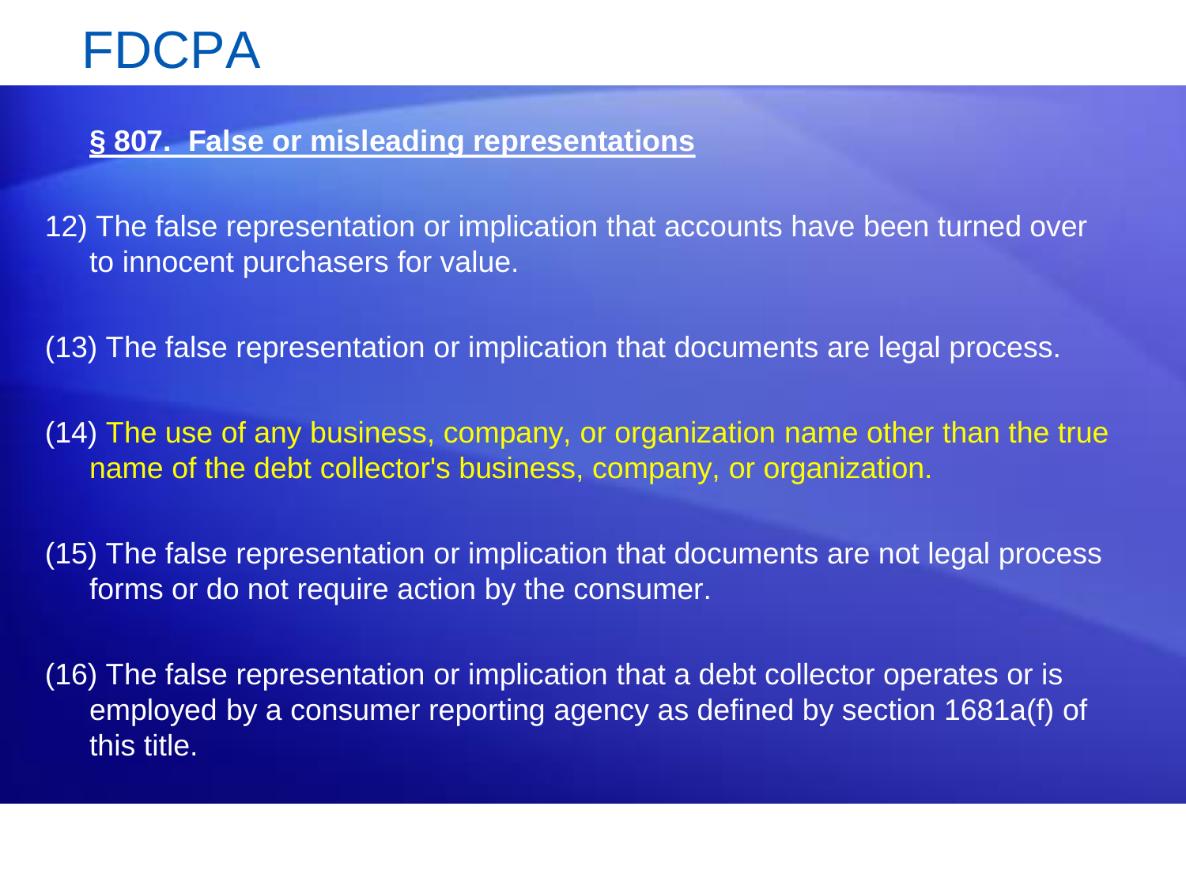# FDCPA

**§ 807. False or misleading representations**

12) The false representation or implication that accounts have been turned over to innocent purchasers for value.

(13) The false representation or implication that documents are legal process.

(14) The use of any business, company, or organization name other than the true name of the debt collector's business, company, or organization.

(15) The false representation or implication that documents are not legal process forms or do not require action by the consumer.

(16) The false representation or implication that a debt collector operates or is employed by a consumer reporting agency as defined by section 1681a(f) of this title.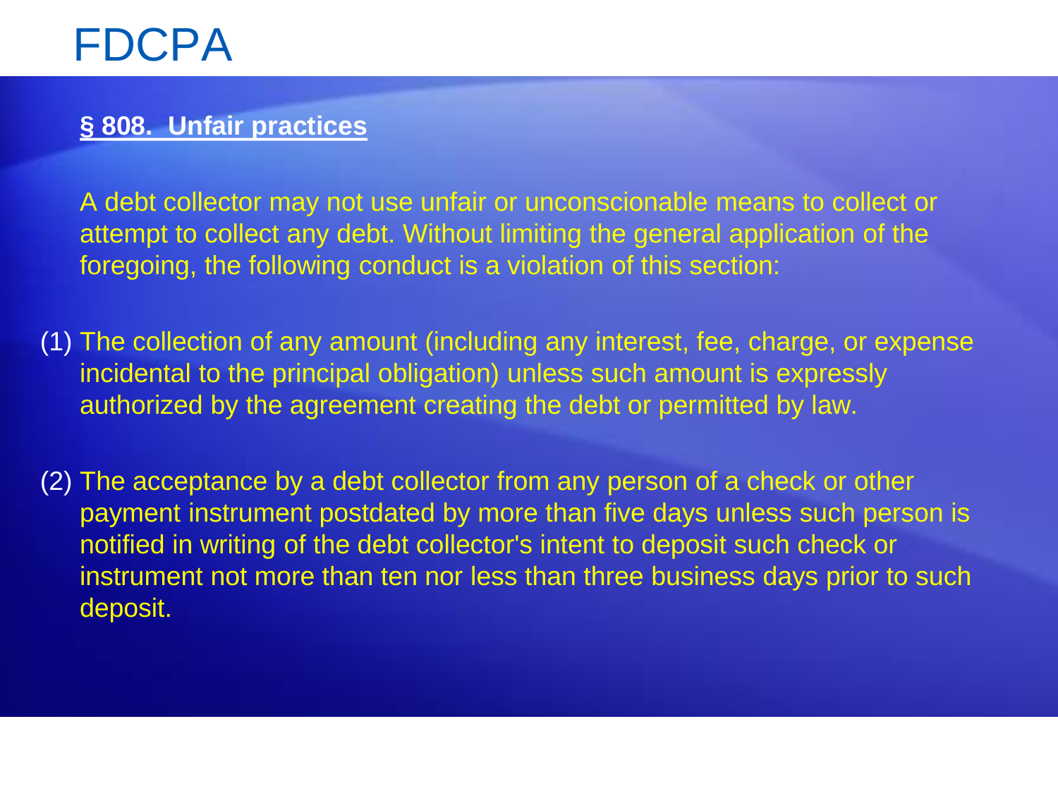# FDCPA

**§ 808. Unfair practices**

A debt collector may not use unfair or unconscionable means to collect or attempt to collect any debt. Without limiting the general application of the foregoing, the following conduct is a violation of this section:

(1) The collection of any amount (including any interest, fee, charge, or expense incidental to the principal obligation) unless such amount is expressly authorized by the agreement creating the debt or permitted by law.

(2) The acceptance by a debt collector from any person of a check or other payment instrument postdated by more than five days unless such person is notified in writing of the debt collector's intent to deposit such check or instrument not more than ten nor less than three business days prior to such deposit.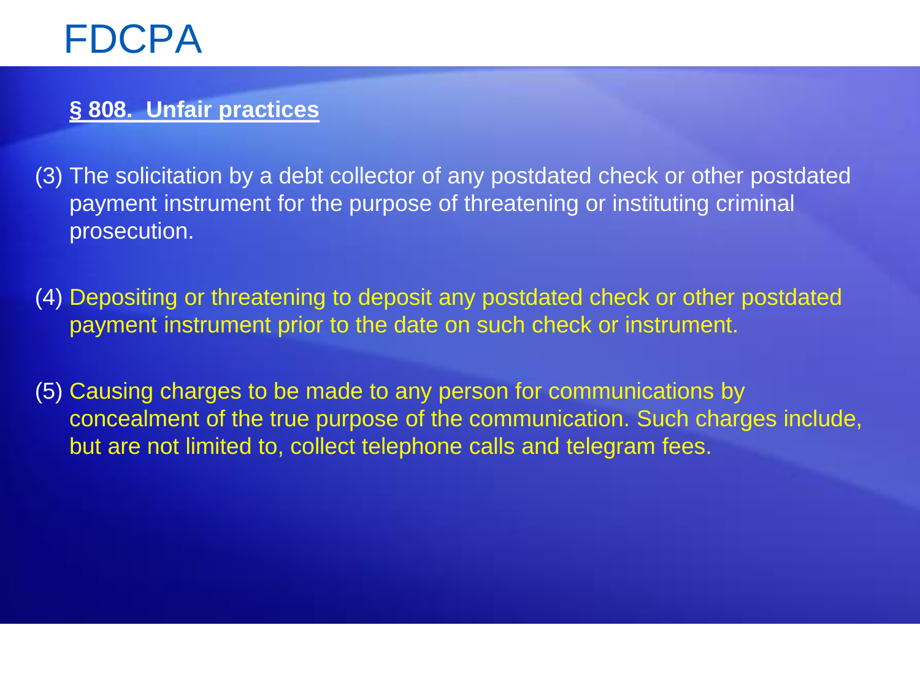# FDCPA

**§ 808. Unfair practices**

(3) The solicitation by a debt collector of any postdated check or other postdated payment instrument for the purpose of threatening or instituting criminal prosecution.

(4) Depositing or threatening to deposit any postdated check or other postdated payment instrument prior to the date on such check or instrument.

(5) Causing charges to be made to any person for communications by concealment of the true purpose of the communication. Such charges include, but are not limited to, collect telephone calls and telegram fees.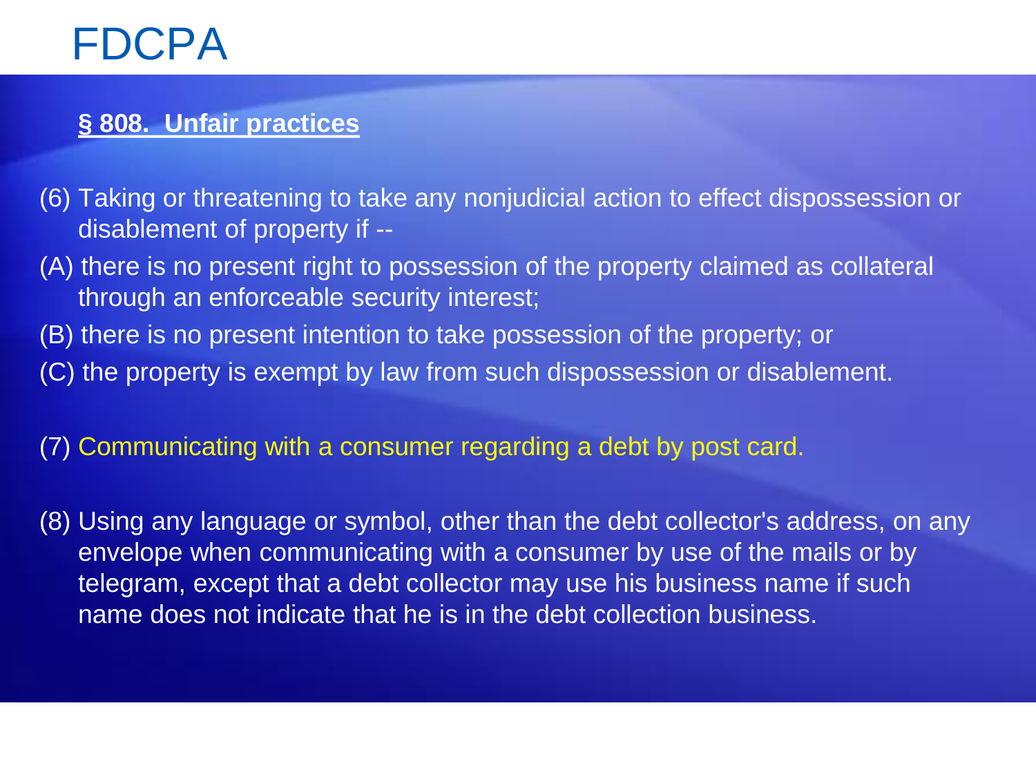# FDCPA

**§ 808. Unfair practices**

(6) Taking or threatening to take any nonjudicial action to effect dispossession or disablement of property if --

(A) there is no present right to possession of the property claimed as collateral through an enforceable security interest;

(B) there is no present intention to take possession of the property; or

(C) the property is exempt by law from such dispossession or disablement.

(7) Communicating with a consumer regarding a debt by post card.

(8) Using any language or symbol, other than the debt collector's address, on any envelope when communicating with a consumer by use of the mails or by telegram, except that a debt collector may use his business name if such name does not indicate that he is in the debt collection business.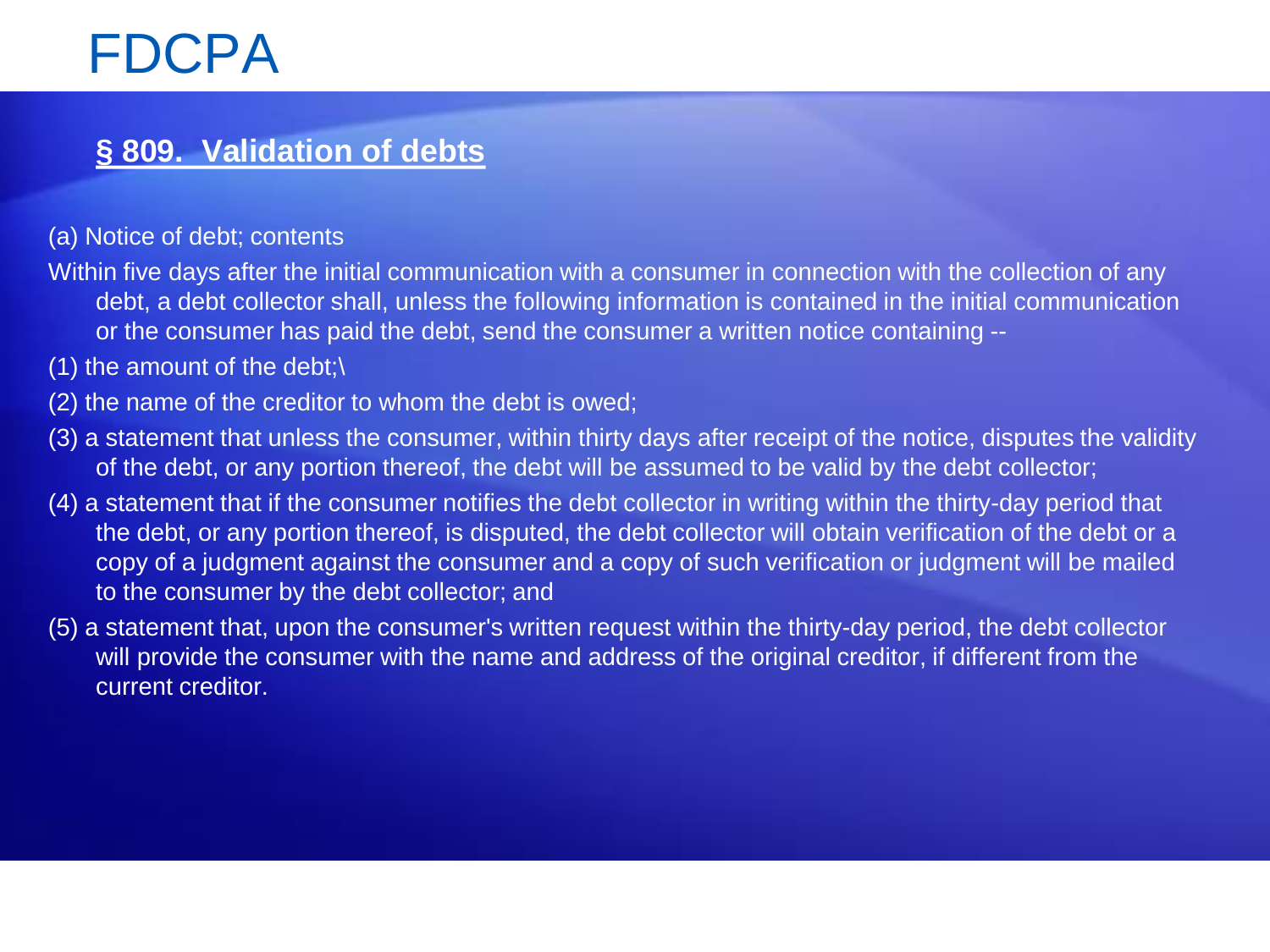# FDCPA

## § 809. Validation of debts

(a) Notice of debt; contents

Within five days after the initial communication with a consumer in connection with the collection of any debt, a debt collector shall, unless the following information is contained in the initial communication or the consumer has paid the debt, send the consumer a written notice containing --

(1) the amount of the debt;\

(2) the name of the creditor to whom the debt is owed;

(3) a statement that unless the consumer, within thirty days after receipt of the notice, disputes the validity of the debt, or any portion thereof, the debt will be assumed to be valid by the debt collector;

(4) a statement that if the consumer notifies the debt collector in writing within the thirty-day period that the debt, or any portion thereof, is disputed, the debt collector will obtain verification of the debt or a copy of a judgment against the consumer and a copy of such verification or judgment will be mailed to the consumer by the debt collector; and

(5) a statement that, upon the consumer's written request within the thirty-day period, the debt collector will provide the consumer with the name and address of the original creditor, if different from the current creditor.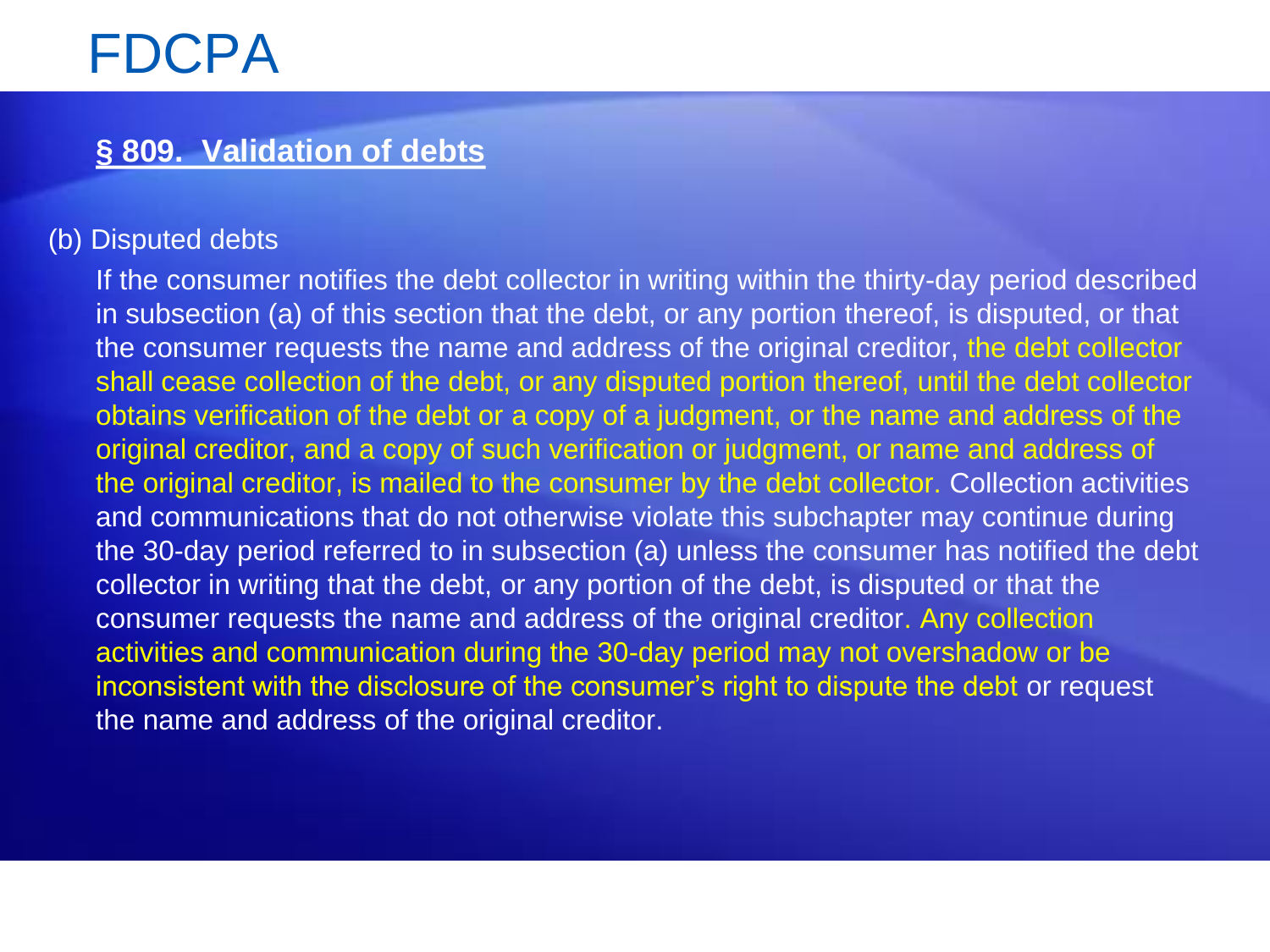# FDCPA

## § 809. Validation of debts

(b) Disputed debts

If the consumer notifies the debt collector in writing within the thirty-day period described in subsection (a) of this section that the debt, or any portion thereof, is disputed, or that the consumer requests the name and address of the original creditor, the debt collector shall cease collection of the debt, or any disputed portion thereof, until the debt collector obtains verification of the debt or a copy of a judgment, or the name and address of the original creditor, and a copy of such verification or judgment, or name and address of the original creditor, is mailed to the consumer by the debt collector. Collection activities and communications that do not otherwise violate this subchapter may continue during the 30-day period referred to in subsection (a) unless the consumer has notified the debt collector in writing that the debt, or any portion of the debt, is disputed or that the consumer requests the name and address of the original creditor. Any collection activities and communication during the 30-day period may not overshadow or be inconsistent with the disclosure of the consumer's right to dispute the debt or request the name and address of the original creditor.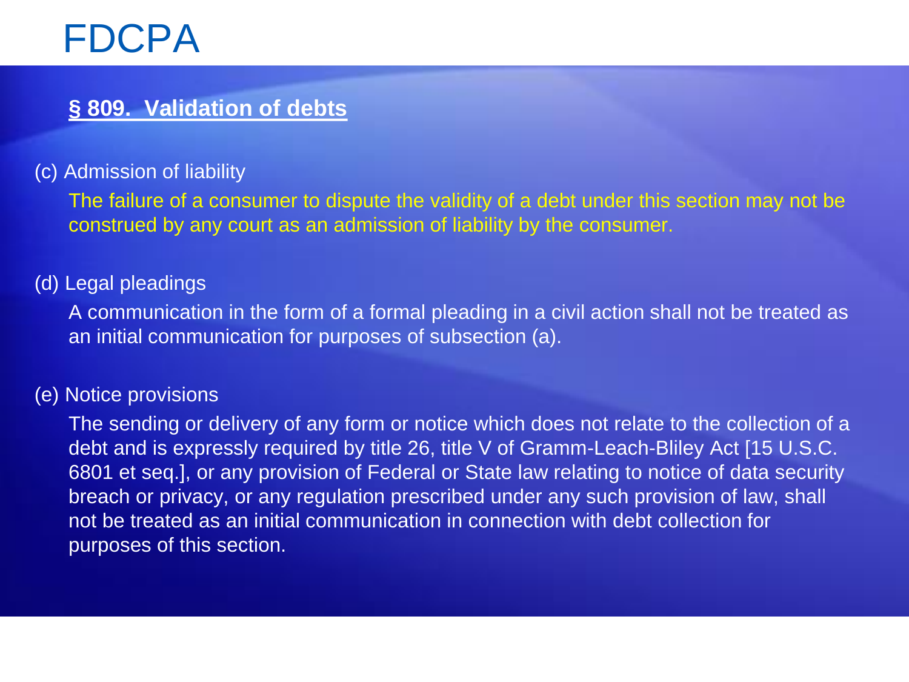# FDCPA

**§ 809. Validation of debts**

(c) Admission of liability

The failure of a consumer to dispute the validity of a debt under this section may not be construed by any court as an admission of liability by the consumer.

(d) Legal pleadings

A communication in the form of a formal pleading in a civil action shall not be treated as an initial communication for purposes of subsection (a).

(e) Notice provisions

The sending or delivery of any form or notice which does not relate to the collection of a debt and is expressly required by title 26, title V of Gramm-Leach-Bliley Act [15 U.S.C. 6801 et seq.], or any provision of Federal or State law relating to notice of data security breach or privacy, or any regulation prescribed under any such provision of law, shall not be treated as an initial communication in connection with debt collection for purposes of this section.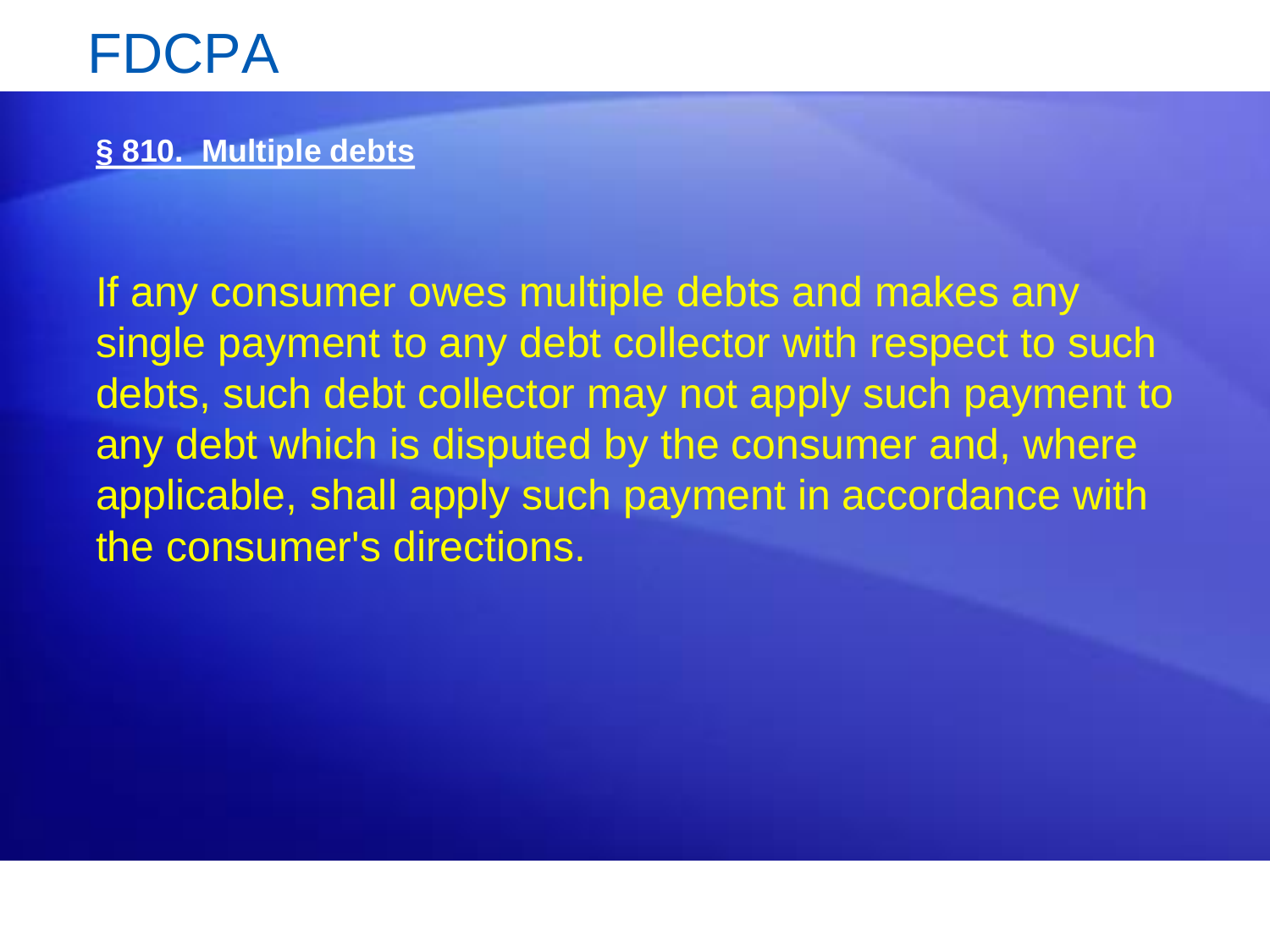# FDCPA

**§ 810. Multiple debts**

If any consumer owes multiple debts and makes any single payment to any debt collector with respect to such debts, such debt collector may not apply such payment to any debt which is disputed by the consumer and, where applicable, shall apply such payment in accordance with the consumer's directions.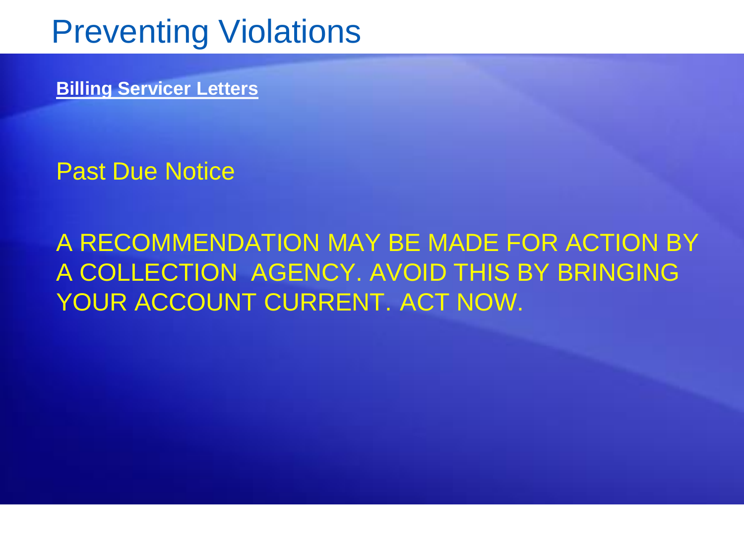# Preventing Violations

**Billing Servicer Letters**

Past Due Notice

A RECOMMENDATION MAY BE MADE FOR ACTION BY A COLLECTION AGENCY. AVOID THIS BY BRINGING YOUR ACCOUNT CURRENT. ACT NOW.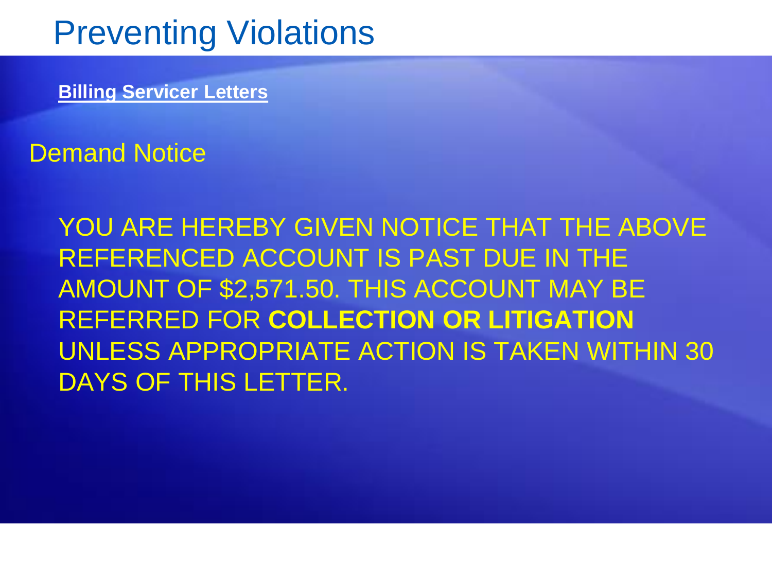# Preventing Violations

**Billing Servicer Letters**

## Demand Notice

YOU ARE HEREBY GIVEN NOTICE THAT THE ABOVE REFERENCED ACCOUNT IS PAST DUE IN THE AMOUNT OF $2,571.50. THIS ACCOUNT MAY BE REFERRED FOR **COLLECTION OR LITIGATION** UNLESS APPROPRIATE ACTION IS TAKEN WITHIN 30 DAYS OF THIS LETTER.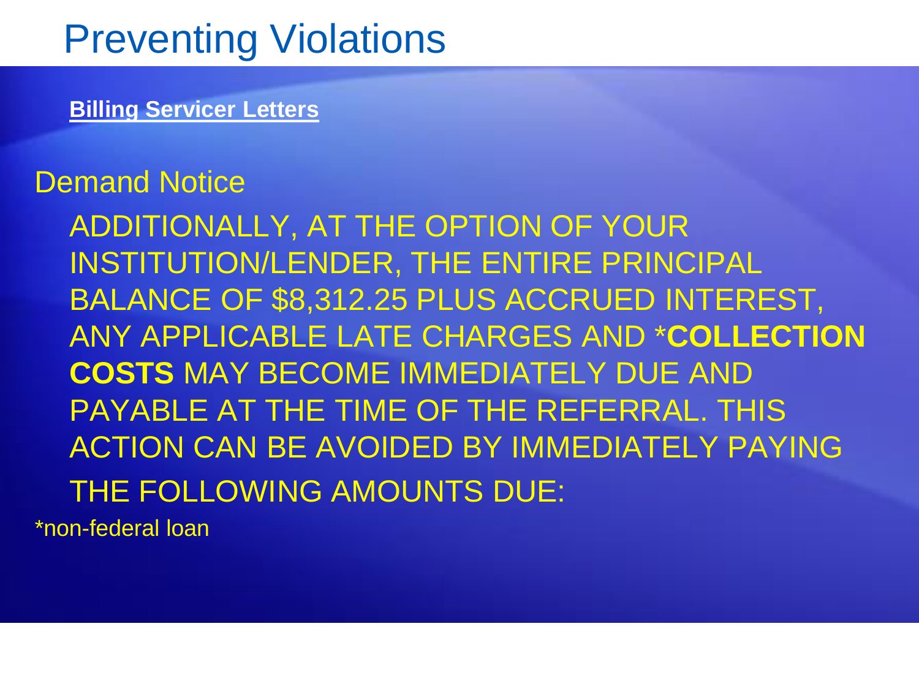# Preventing Violations

**Billing Servicer Letters**

Demand Notice

ADDITIONALLY, AT THE OPTION OF YOUR INSTITUTION/LENDER, THE ENTIRE PRINCIPAL BALANCE OF $8,312.25 PLUS ACCRUED INTEREST, ANY APPLICABLE LATE CHARGES AND ***COLLECTION COSTS** MAY BECOME IMMEDIATELY DUE AND PAYABLE AT THE TIME OF THE REFERRAL. THIS ACTION CAN BE AVOIDED BY IMMEDIATELY PAYING THE FOLLOWING AMOUNTS DUE:

*non-federal loan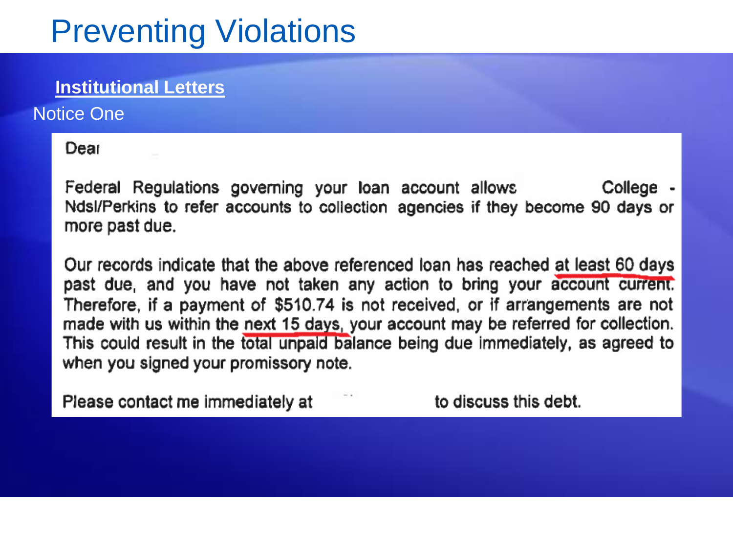# Preventing Violations

**Institutional Letters**

Notice One

Dear

Federal Regulations governing your loan account allows College - Ndsl/Perkins to refer accounts to collection agencies if they become 90 days or more past due.

Our records indicate that the above referenced loan has reached at least 60 days past due, and you have not taken any action to bring your account current. Therefore, if a payment of $510.74 is not received, or if arrangements are not made with us within the next 15 days, your account may be referred for collection. This could result in the total unpaid balance being due immediately, as agreed to when you signed your promissory note.

Please contact me immediately at to discuss this debt.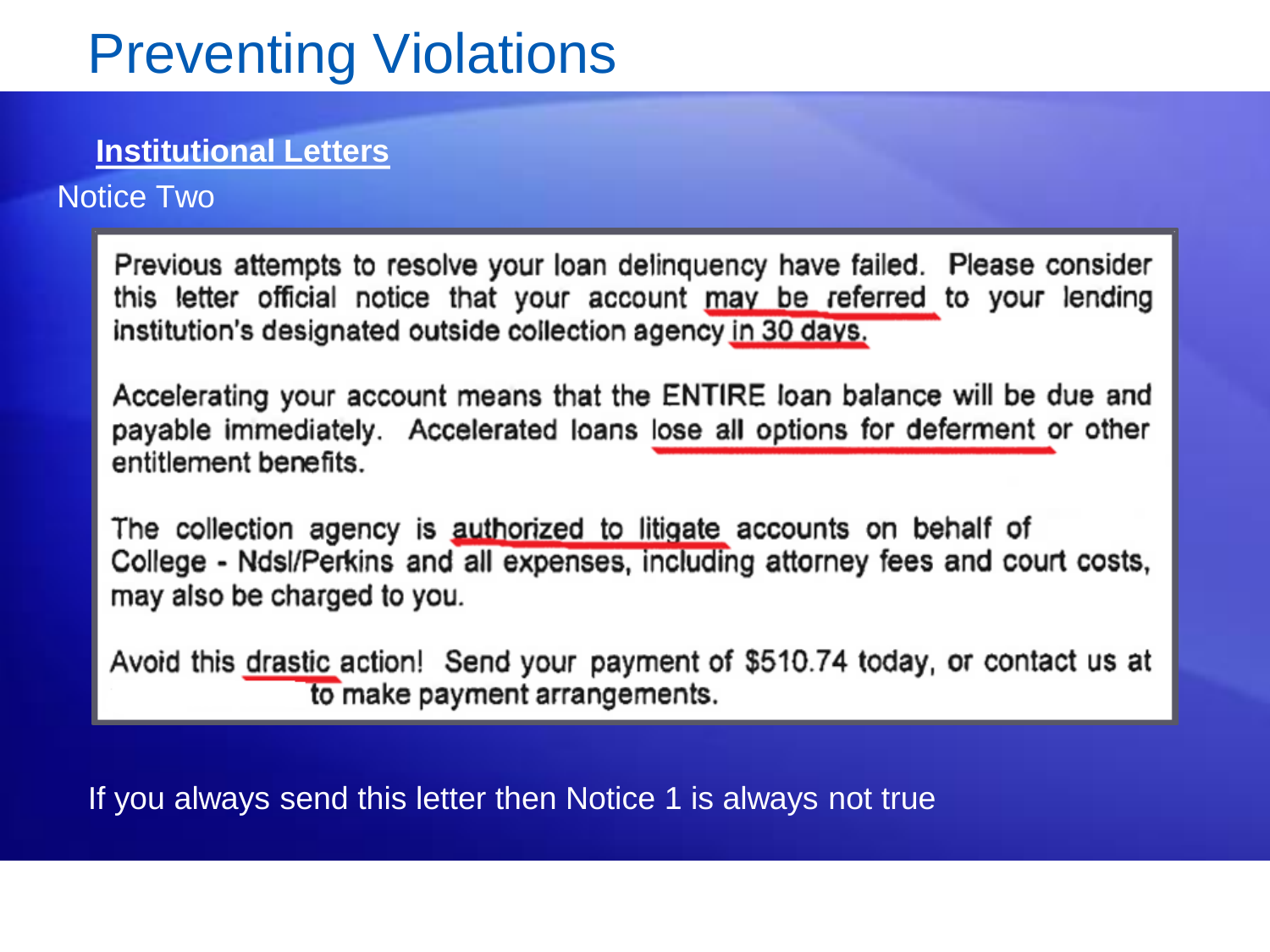# Preventing Violations

**Institutional Letters**

Notice Two

Previous attempts to resolve your loan delinquency have failed. Please consider this letter official notice that your account may be referred to your lending institution's designated outside collection agency in 30 days.

Accelerating your account means that the ENTIRE loan balance will be due and payable immediately. Accelerated loans lose all options for deferment or other entitlement benefits.

The collection agency is authorized to litigate accounts on behalf of College - Ndsl/Perkins and all expenses, including attorney fees and court costs, may also be charged to you.

Avoid this drastic action! Send your payment of $510.74 today, or contact us at to make payment arrangements.

If you always send this letter then Notice 1 is always not true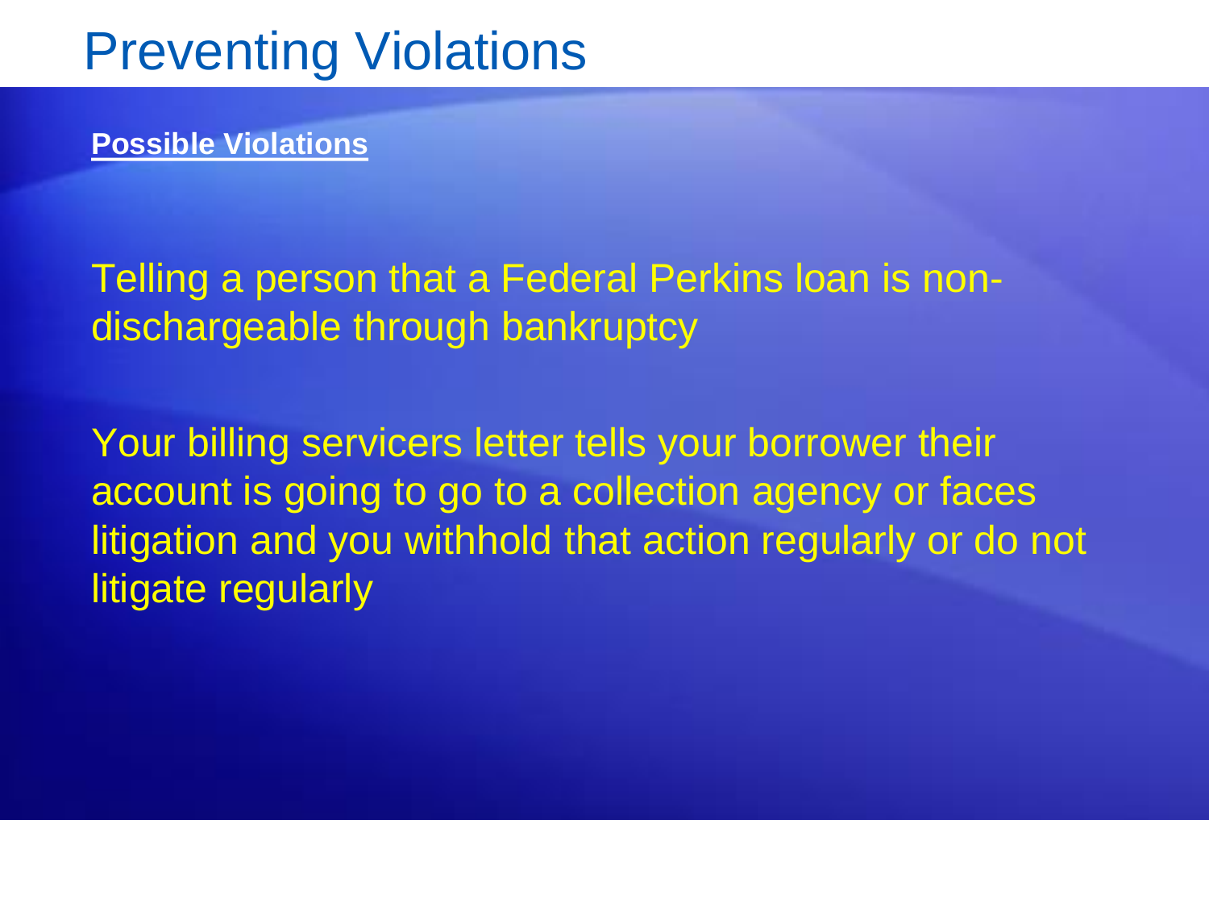# Preventing Violations

**Possible Violations**

Telling a person that a Federal Perkins loan is non-dischargeable through bankruptcy

Your billing servicers letter tells your borrower their account is going to go to a collection agency or faces litigation and you withhold that action regularly or do not litigate regularly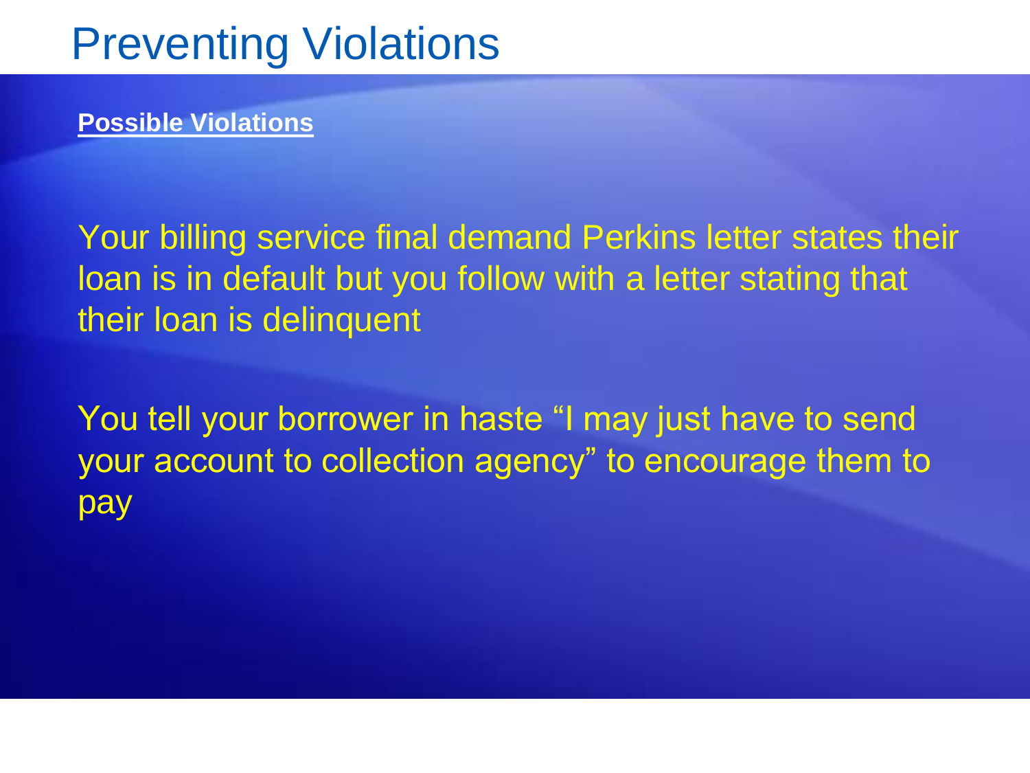# Preventing Violations

**Possible Violations**

Your billing service final demand Perkins letter states their loan is in default but you follow with a letter stating that their loan is delinquent

You tell your borrower in haste “I may just have to send your account to collection agency” to encourage them to pay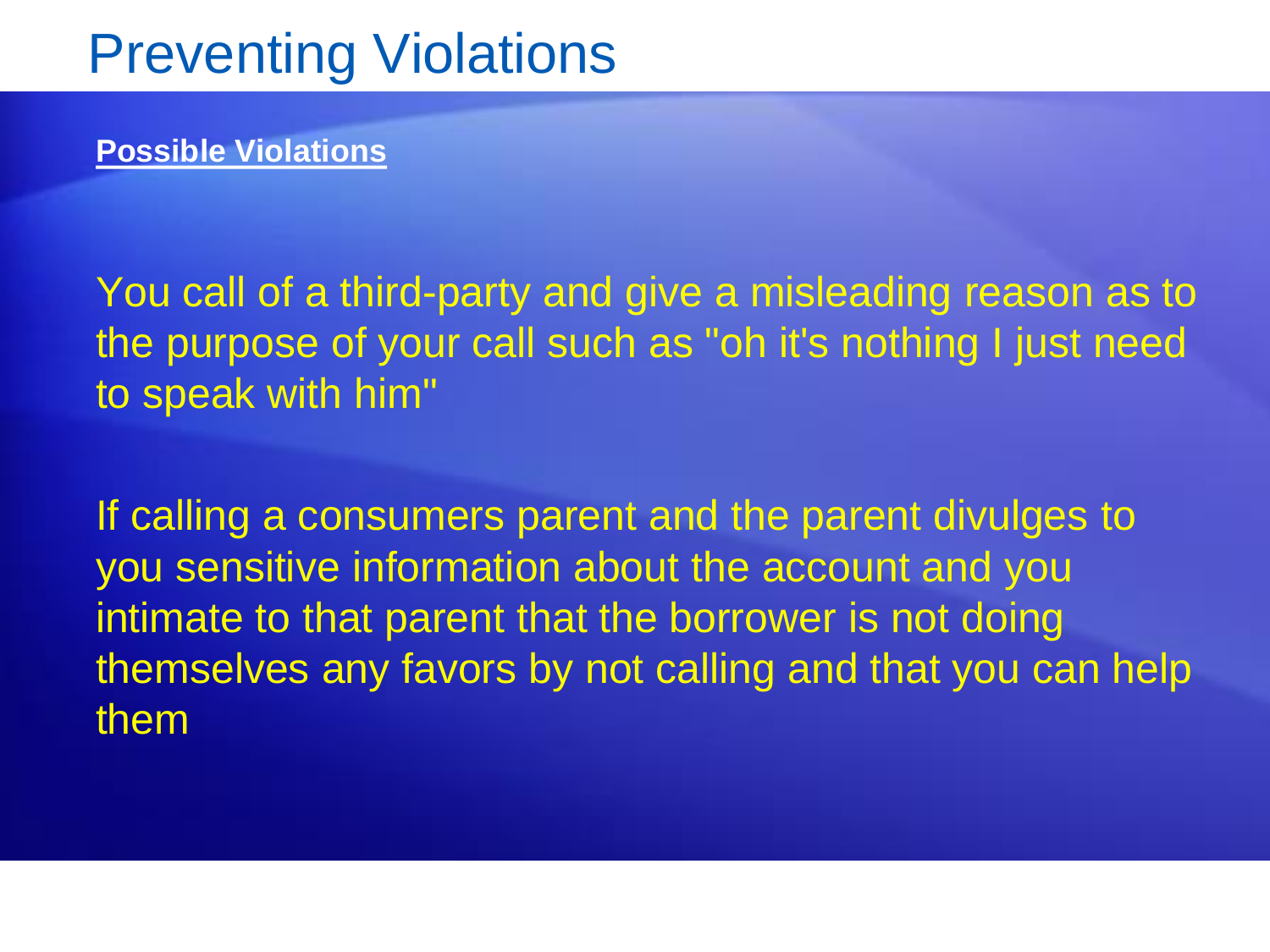# Preventing Violations

**Possible Violations**

You call of a third-party and give a misleading reason as to the purpose of your call such as "oh it's nothing I just need to speak with him"

If calling a consumers parent and the parent divulges to you sensitive information about the account and you intimate to that parent that the borrower is not doing themselves any favors by not calling and that you can help them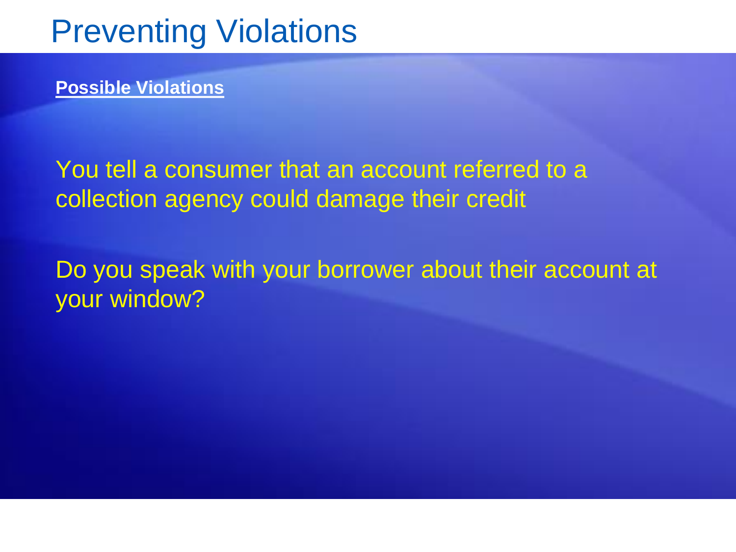# Preventing Violations

**Possible Violations**

You tell a consumer that an account referred to a collection agency could damage their credit

Do you speak with your borrower about their account at your window?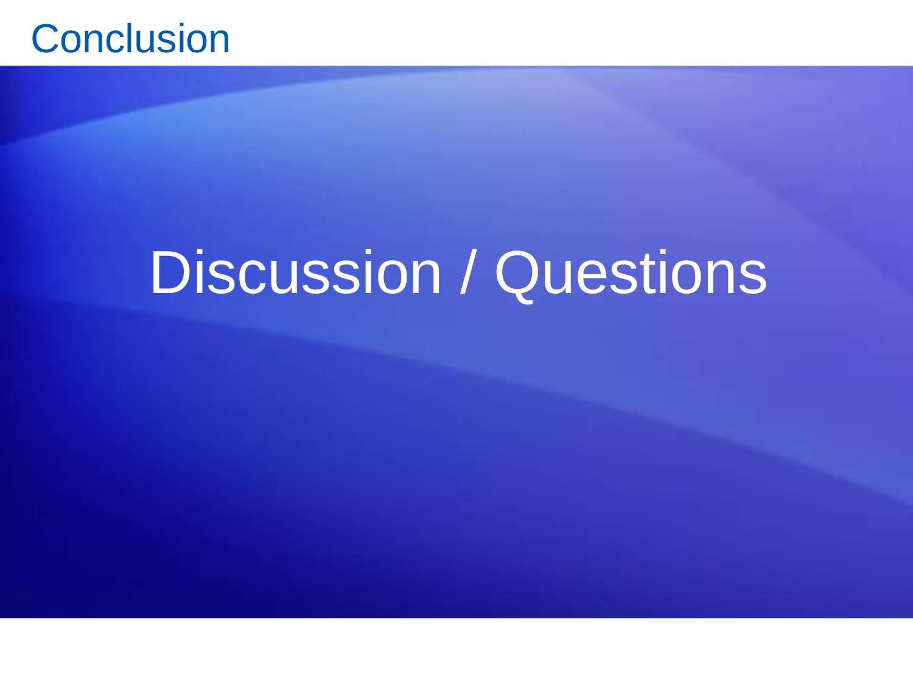# Conclusion

Discussion / Questions